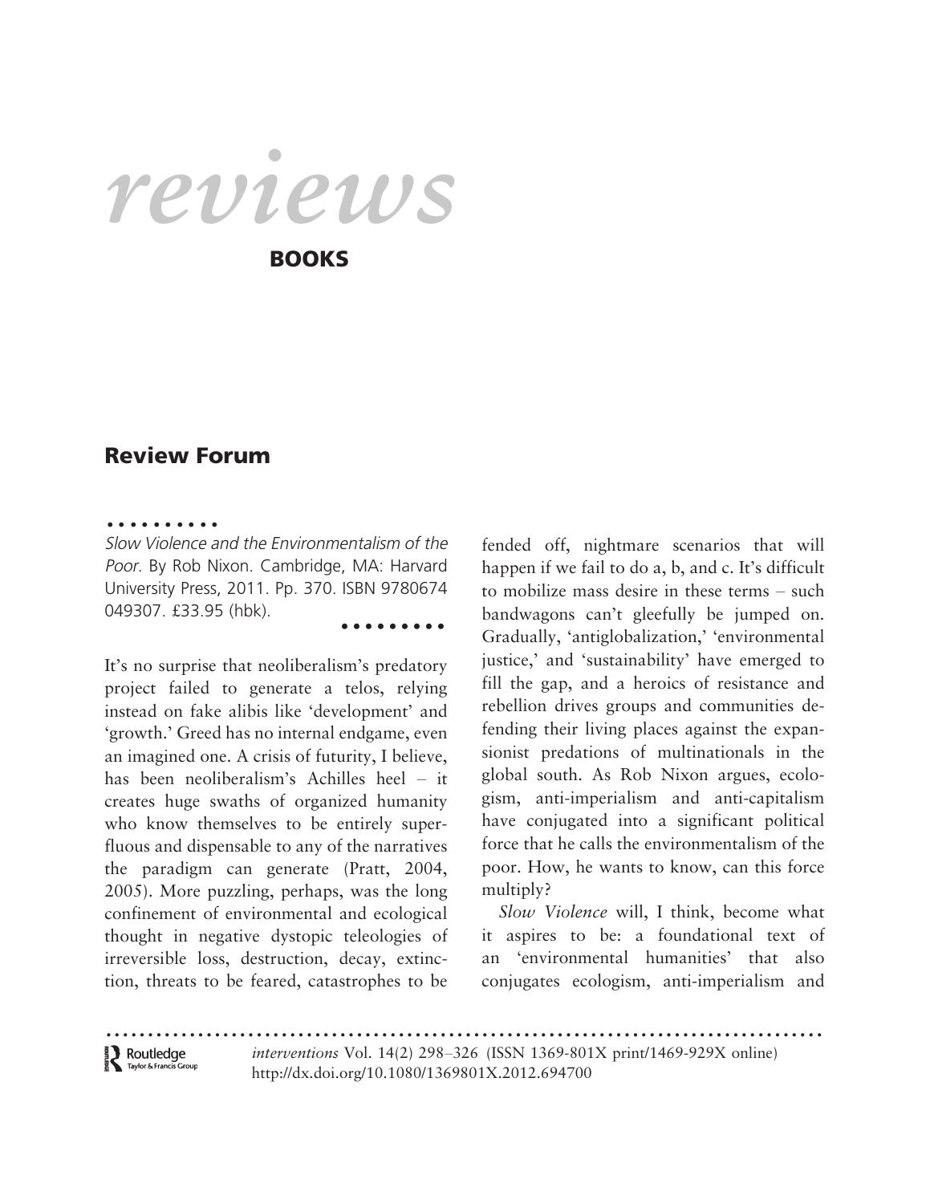# *reviews*

## BOOKS

## Review Forum

*Slow Violence and the Environmentalism of the Poor*. By Rob Nixon. Cambridge, MA: Harvard University Press, 2011. Pp. 370. ISBN 9780674 049307. £33.95 (hbk).

It's no surprise that neoliberalism's predatory project failed to generate a telos, relying instead on fake alibis like 'development' and 'growth.' Greed has no internal endgame, even an imagined one. A crisis of futurity, I believe, has been neoliberalism's Achilles heel – it creates huge swaths of organized humanity who know themselves to be entirely superfluous and dispensable to any of the narratives the paradigm can generate (Pratt, 2004, 2005). More puzzling, perhaps, was the long confinement of environmental and ecological thought in negative dystopic teleologies of irreversible loss, destruction, decay, extinction, threats to be feared, catastrophes to be fended off, nightmare scenarios that will happen if we fail to do a, b, and c. It's difficult to mobilize mass desire in these terms – such bandwagons can't gleefully be jumped on. Gradually, 'antiglobalization,' 'environmental justice,' and 'sustainability' have emerged to fill the gap, and a heroics of resistance and rebellion drives groups and communities defending their living places against the expansionist predations of multinationals in the global south. As Rob Nixon argues, ecologism, anti-imperialism and anti-capitalism have conjugated into a significant political force that he calls the environmentalism of the poor. How, he wants to know, can this force multiply?

*Slow Violence* will, I think, become what it aspires to be: a foundational text of an 'environmental humanities' that also conjugates ecologism, anti-imperialism and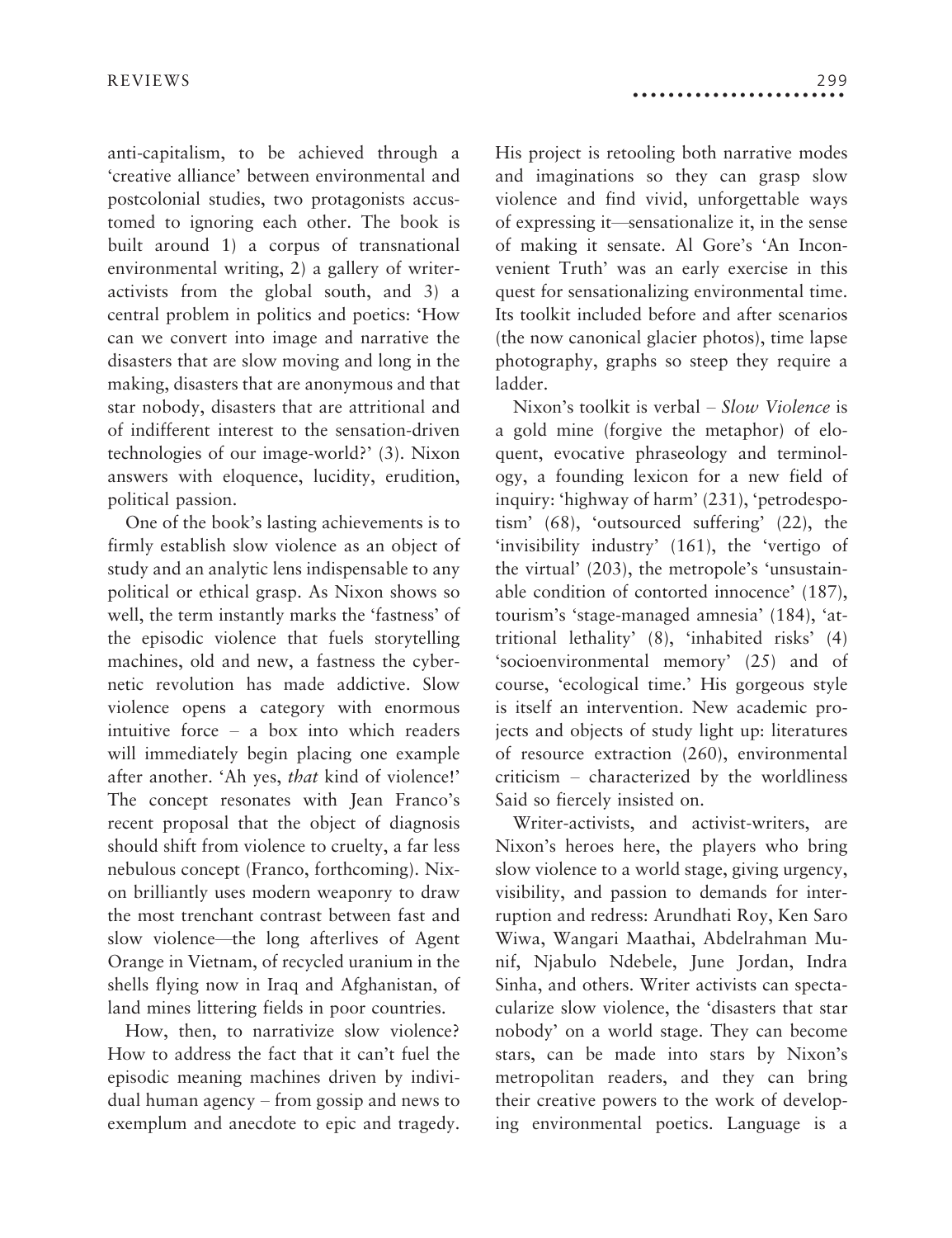anti-capitalism, to be achieved through a 'creative alliance' between environmental and postcolonial studies, two protagonists accustomed to ignoring each other. The book is built around 1) a corpus of transnational environmental writing, 2) a gallery of writer-activists from the global south, and 3) a central problem in politics and poetics: 'How can we convert into image and narrative the disasters that are slow moving and long in the making, disasters that are anonymous and that star nobody, disasters that are attritional and of indifferent interest to the sensation-driven technologies of our image-world?' (3). Nixon answers with eloquence, lucidity, erudition, political passion.

One of the book's lasting achievements is to firmly establish slow violence as an object of study and an analytic lens indispensable to any political or ethical grasp. As Nixon shows so well, the term instantly marks the 'fastness' of the episodic violence that fuels storytelling machines, old and new, a fastness the cybernetic revolution has made addictive. Slow violence opens a category with enormous intuitive force – a box into which readers will immediately begin placing one example after another. 'Ah yes, *that* kind of violence!' The concept resonates with Jean Franco's recent proposal that the object of diagnosis should shift from violence to cruelty, a far less nebulous concept (Franco, forthcoming). Nixon brilliantly uses modern weaponry to draw the most trenchant contrast between fast and slow violence—the long afterlives of Agent Orange in Vietnam, of recycled uranium in the shells flying now in Iraq and Afghanistan, of land mines littering fields in poor countries.

How, then, to narrativize slow violence? How to address the fact that it can't fuel the episodic meaning machines driven by individual human agency – from gossip and news to exemplum and anecdote to epic and tragedy. His project is retooling both narrative modes and imaginations so they can grasp slow violence and find vivid, unforgettable ways of expressing it—sensationalize it, in the sense of making it sensate. Al Gore's 'An Inconvenient Truth' was an early exercise in this quest for sensationalizing environmental time. Its toolkit included before and after scenarios (the now canonical glacier photos), time lapse photography, graphs so steep they require a ladder.

Nixon's toolkit is verbal – *Slow Violence* is a gold mine (forgive the metaphor) of eloquent, evocative phraseology and terminology, a founding lexicon for a new field of inquiry: 'highway of harm' (231), 'petrodespotism' (68), 'outsourced suffering' (22), the 'invisibility industry' (161), the 'vertigo of the virtual' (203), the metropole's 'unsustainable condition of contorted innocence' (187), tourism's 'stage-managed amnesia' (184), 'attritional lethality' (8), 'inhabited risks' (4) 'socioenvironmental memory' (25) and of course, 'ecological time.' His gorgeous style is itself an intervention. New academic projects and objects of study light up: literatures of resource extraction (260), environmental criticism – characterized by the worldliness Said so fiercely insisted on.

Writer-activists, and activist-writers, are Nixon's heroes here, the players who bring slow violence to a world stage, giving urgency, visibility, and passion to demands for interruption and redress: Arundhati Roy, Ken Saro Wiwa, Wangari Maathai, Abdelrahman Munif, Njabulo Ndebele, June Jordan, Indra Sinha, and others. Writer activists can spectacularize slow violence, the 'disasters that star nobody' on a world stage. They can become stars, can be made into stars by Nixon's metropolitan readers, and they can bring their creative powers to the work of developing environmental poetics. Language is a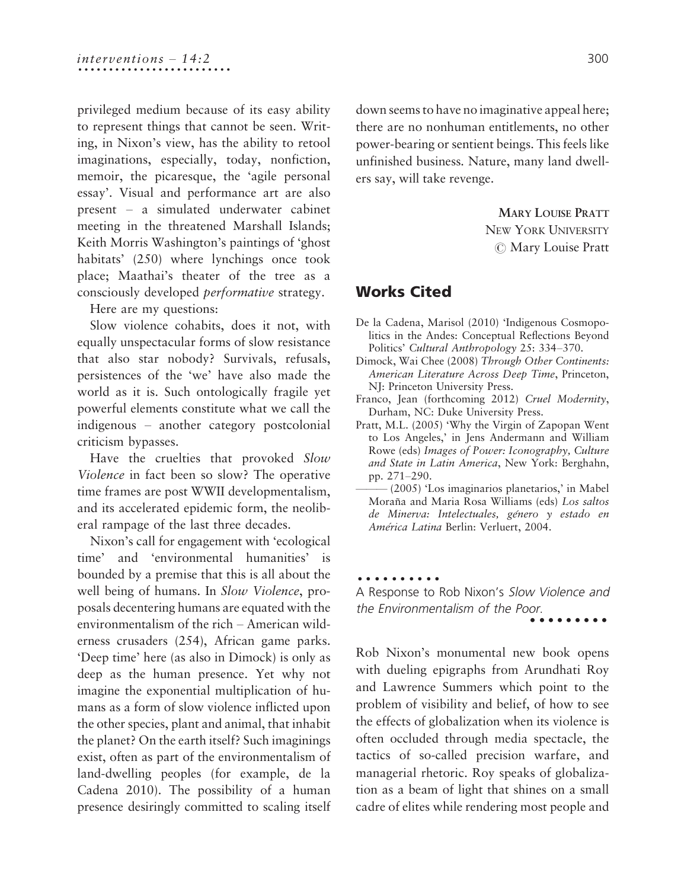privileged medium because of its easy ability to represent things that cannot be seen. Writing, in Nixon's view, has the ability to retool imaginations, especially, today, nonfiction, memoir, the picaresque, the 'agile personal essay'. Visual and performance art are also present – a simulated underwater cabinet meeting in the threatened Marshall Islands; Keith Morris Washington's paintings of 'ghost habitats' (250) where lynchings once took place; Maathai's theater of the tree as a consciously developed *performative* strategy.

Here are my questions:

Slow violence cohabits, does it not, with equally unspectacular forms of slow resistance that also star nobody? Survivals, refusals, persistences of the 'we' have also made the world as it is. Such ontologically fragile yet powerful elements constitute what we call the indigenous – another category postcolonial criticism bypasses.

Have the cruelties that provoked *Slow Violence* in fact been so slow? The operative time frames are post WWII developmentalism, and its accelerated epidemic form, the neoliberal rampage of the last three decades.

Nixon's call for engagement with 'ecological time' and 'environmental humanities' is bounded by a premise that this is all about the well being of humans. In *Slow Violence*, proposals decentering humans are equated with the environmentalism of the rich – American wilderness crusaders (254), African game parks. 'Deep time' here (as also in Dimock) is only as deep as the human presence. Yet why not imagine the exponential multiplication of humans as a form of slow violence inflicted upon the other species, plant and animal, that inhabit the planet? On the earth itself? Such imaginings exist, often as part of the environmentalism of land-dwelling peoples (for example, de la Cadena 2010). The possibility of a human presence desiringly committed to scaling itself down seems to have no imaginative appeal here; there are no nonhuman entitlements, no other power-bearing or sentient beings. This feels like unfinished business. Nature, many land dwellers say, will take revenge.

**Mary Louise Pratt**
New York University
© Mary Louise Pratt

## Works Cited

De la Cadena, Marisol (2010) 'Indigenous Cosmopolitics in the Andes: Conceptual Reflections Beyond Politics' *Cultural Anthropology* 25: 334–370.

Dimock, Wai Chee (2008) *Through Other Continents: American Literature Across Deep Time*, Princeton, NJ: Princeton University Press.

Franco, Jean (forthcoming 2012) *Cruel Modernity*, Durham, NC: Duke University Press.

Pratt, M.L. (2005) 'Why the Virgin of Zapopan Went to Los Angeles,' in Jens Andermann and William Rowe (eds) *Images of Power: Iconography, Culture and State in Latin America*, New York: Berghahn, pp. 271–290.

——— (2005) 'Los imaginarios planetarios,' in Mabel Moraña and Maria Rosa Williams (eds) *Los saltos de Minerva: Intelectuales, género y estado en América Latina* Berlin: Verluert, 2004.

## A Response to Rob Nixon's *Slow Violence and the Environmentalism of the Poor*.

Rob Nixon's monumental new book opens with dueling epigraphs from Arundhati Roy and Lawrence Summers which point to the problem of visibility and belief, of how to see the effects of globalization when its violence is often occluded through media spectacle, the tactics of so-called precision warfare, and managerial rhetoric. Roy speaks of globalization as a beam of light that shines on a small cadre of elites while rendering most people and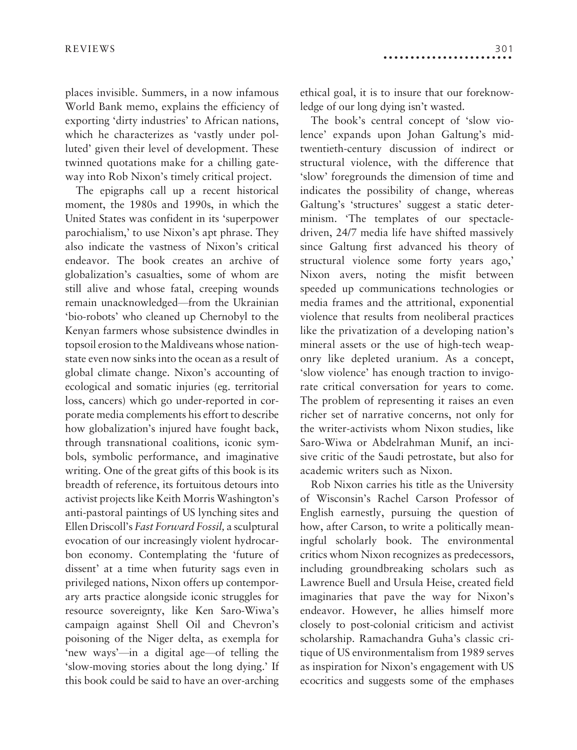places invisible. Summers, in a now infamous World Bank memo, explains the efficiency of exporting 'dirty industries' to African nations, which he characterizes as 'vastly under polluted' given their level of development. These twinned quotations make for a chilling gateway into Rob Nixon's timely critical project.

The epigraphs call up a recent historical moment, the 1980s and 1990s, in which the United States was confident in its 'superpower parochialism,' to use Nixon's apt phrase. They also indicate the vastness of Nixon's critical endeavor. The book creates an archive of globalization's casualties, some of whom are still alive and whose fatal, creeping wounds remain unacknowledged—from the Ukrainian 'bio-robots' who cleaned up Chernobyl to the Kenyan farmers whose subsistence dwindles in topsoil erosion to the Maldiveans whose nation-state even now sinks into the ocean as a result of global climate change. Nixon's accounting of ecological and somatic injuries (eg. territorial loss, cancers) which go under-reported in corporate media complements his effort to describe how globalization's injured have fought back, through transnational coalitions, iconic symbols, symbolic performance, and imaginative writing. One of the great gifts of this book is its breadth of reference, its fortuitous detours into activist projects like Keith Morris Washington's anti-pastoral paintings of US lynching sites and Ellen Driscoll's *Fast Forward Fossil,* a sculptural evocation of our increasingly violent hydrocarbon economy. Contemplating the 'future of dissent' at a time when futurity sags even in privileged nations, Nixon offers up contemporary arts practice alongside iconic struggles for resource sovereignty, like Ken Saro-Wiwa's campaign against Shell Oil and Chevron's poisoning of the Niger delta, as exempla for 'new ways'—in a digital age—of telling the 'slow-moving stories about the long dying.' If this book could be said to have an over-arching ethical goal, it is to insure that our foreknowledge of our long dying isn't wasted.

The book's central concept of 'slow violence' expands upon Johan Galtung's mid-twentieth-century discussion of indirect or structural violence, with the difference that 'slow' foregrounds the dimension of time and indicates the possibility of change, whereas Galtung's 'structures' suggest a static determinism. 'The templates of our spectacle-driven, 24/7 media life have shifted massively since Galtung first advanced his theory of structural violence some forty years ago,' Nixon avers, noting the misfit between speeded up communications technologies or media frames and the attritional, exponential violence that results from neoliberal practices like the privatization of a developing nation's mineral assets or the use of high-tech weaponry like depleted uranium. As a concept, 'slow violence' has enough traction to invigorate critical conversation for years to come. The problem of representing it raises an even richer set of narrative concerns, not only for the writer-activists whom Nixon studies, like Saro-Wiwa or Abdelrahman Munif, an incisive critic of the Saudi petrostate, but also for academic writers such as Nixon.

Rob Nixon carries his title as the University of Wisconsin's Rachel Carson Professor of English earnestly, pursuing the question of how, after Carson, to write a politically meaningful scholarly book. The environmental critics whom Nixon recognizes as predecessors, including groundbreaking scholars such as Lawrence Buell and Ursula Heise, created field imaginaries that pave the way for Nixon's endeavor. However, he allies himself more closely to post-colonial criticism and activist scholarship. Ramachandra Guha's classic critique of US environmentalism from 1989 serves as inspiration for Nixon's engagement with US ecocritics and suggests some of the emphases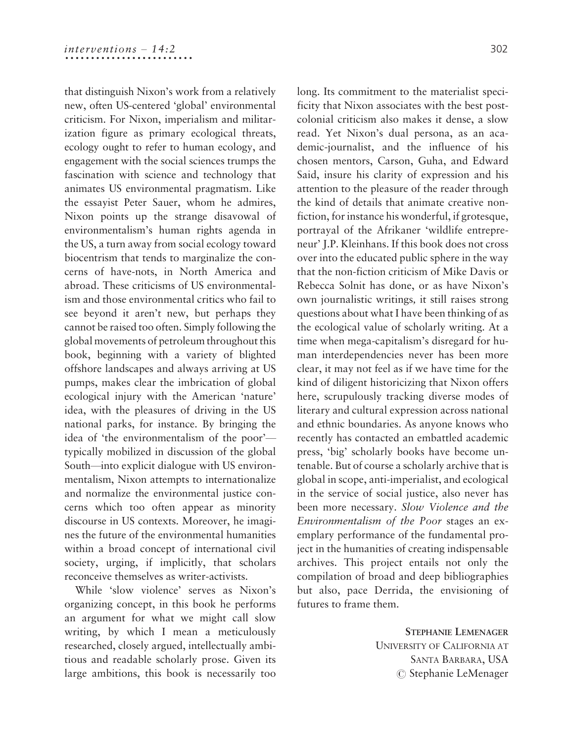that distinguish Nixon's work from a relatively new, often US-centered 'global' environmental criticism. For Nixon, imperialism and militarization figure as primary ecological threats, ecology ought to refer to human ecology, and engagement with the social sciences trumps the fascination with science and technology that animates US environmental pragmatism. Like the essayist Peter Sauer, whom he admires, Nixon points up the strange disavowal of environmentalism's human rights agenda in the US, a turn away from social ecology toward biocentrism that tends to marginalize the concerns of have-nots, in North America and abroad. These criticisms of US environmentalism and those environmental critics who fail to see beyond it aren't new, but perhaps they cannot be raised too often. Simply following the global movements of petroleum throughout this book, beginning with a variety of blighted offshore landscapes and always arriving at US pumps, makes clear the imbrication of global ecological injury with the American 'nature' idea, with the pleasures of driving in the US national parks, for instance. By bringing the idea of 'the environmentalism of the poor'—typically mobilized in discussion of the global South—into explicit dialogue with US environmentalism, Nixon attempts to internationalize and normalize the environmental justice concerns which too often appear as minority discourse in US contexts. Moreover, he imagines the future of the environmental humanities within a broad concept of international civil society, urging, if implicitly, that scholars reconceive themselves as writer-activists.

While 'slow violence' serves as Nixon's organizing concept, in this book he performs an argument for what we might call slow writing, by which I mean a meticulously researched, closely argued, intellectually ambitious and readable scholarly prose. Given its large ambitions, this book is necessarily too long. Its commitment to the materialist specificity that Nixon associates with the best postcolonial criticism also makes it dense, a slow read. Yet Nixon's dual persona, as an academic-journalist, and the influence of his chosen mentors, Carson, Guha, and Edward Said, insure his clarity of expression and his attention to the pleasure of the reader through the kind of details that animate creative nonfiction, for instance his wonderful, if grotesque, portrayal of the Afrikaner 'wildlife entrepreneur' J.P. Kleinhans. If this book does not cross over into the educated public sphere in the way that the non-fiction criticism of Mike Davis or Rebecca Solnit has done, or as have Nixon's own journalistic writings, it still raises strong questions about what I have been thinking of as the ecological value of scholarly writing. At a time when mega-capitalism's disregard for human interdependencies never has been more clear, it may not feel as if we have time for the kind of diligent historicizing that Nixon offers here, scrupulously tracking diverse modes of literary and cultural expression across national and ethnic boundaries. As anyone knows who recently has contacted an embattled academic press, 'big' scholarly books have become untenable. But of course a scholarly archive that is global in scope, anti-imperialist, and ecological in the service of social justice, also never has been more necessary. *Slow Violence and the Environmentalism of the Poor* stages an exemplary performance of the fundamental project in the humanities of creating indispensable archives. This project entails not only the compilation of broad and deep bibliographies but also, pace Derrida, the envisioning of futures to frame them.

**STEPHANIE LEMENAGER**
UNIVERSITY OF CALIFORNIA AT SANTA BARBARA, USA
© Stephanie LeMenager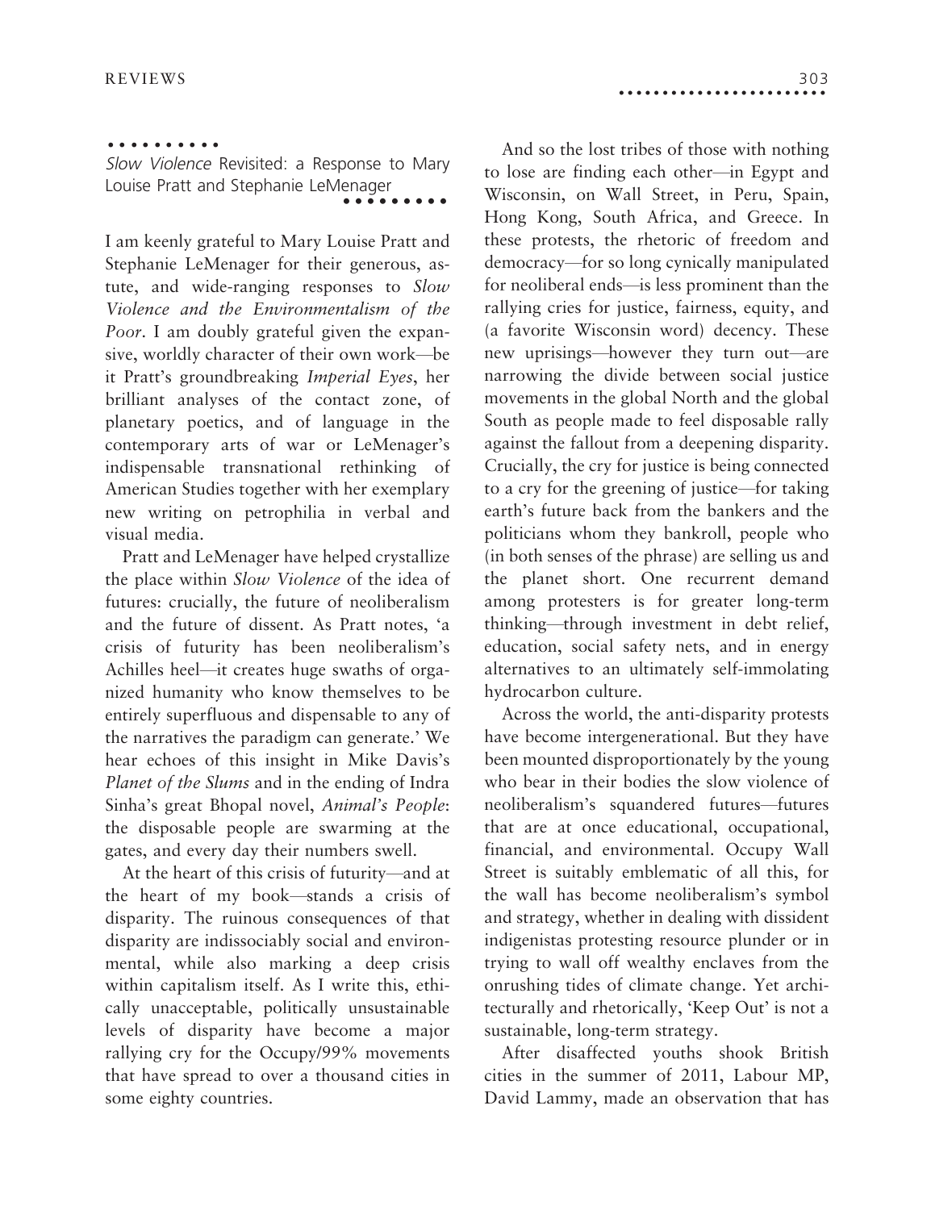## *Slow Violence* Revisited: a Response to Mary Louise Pratt and Stephanie LeMenager

I am keenly grateful to Mary Louise Pratt and Stephanie LeMenager for their generous, astute, and wide-ranging responses to *Slow Violence and the Environmentalism of the Poor*. I am doubly grateful given the expansive, worldly character of their own work—be it Pratt's groundbreaking *Imperial Eyes*, her brilliant analyses of the contact zone, of planetary poetics, and of language in the contemporary arts of war or LeMenager's indispensable transnational rethinking of American Studies together with her exemplary new writing on petrophilia in verbal and visual media.

Pratt and LeMenager have helped crystallize the place within *Slow Violence* of the idea of futures: crucially, the future of neoliberalism and the future of dissent. As Pratt notes, 'a crisis of futurity has been neoliberalism's Achilles heel—it creates huge swaths of organized humanity who know themselves to be entirely superfluous and dispensable to any of the narratives the paradigm can generate.' We hear echoes of this insight in Mike Davis's *Planet of the Slums* and in the ending of Indra Sinha's great Bhopal novel, *Animal's People*: the disposable people are swarming at the gates, and every day their numbers swell.

At the heart of this crisis of futurity—and at the heart of my book—stands a crisis of disparity. The ruinous consequences of that disparity are indissociably social and environmental, while also marking a deep crisis within capitalism itself. As I write this, ethically unacceptable, politically unsustainable levels of disparity have become a major rallying cry for the Occupy/99% movements that have spread to over a thousand cities in some eighty countries.

And so the lost tribes of those with nothing to lose are finding each other—in Egypt and Wisconsin, on Wall Street, in Peru, Spain, Hong Kong, South Africa, and Greece. In these protests, the rhetoric of freedom and democracy—for so long cynically manipulated for neoliberal ends—is less prominent than the rallying cries for justice, fairness, equity, and (a favorite Wisconsin word) decency. These new uprisings—however they turn out—are narrowing the divide between social justice movements in the global North and the global South as people made to feel disposable rally against the fallout from a deepening disparity. Crucially, the cry for justice is being connected to a cry for the greening of justice—for taking earth's future back from the bankers and the politicians whom they bankroll, people who (in both senses of the phrase) are selling us and the planet short. One recurrent demand among protesters is for greater long-term thinking—through investment in debt relief, education, social safety nets, and in energy alternatives to an ultimately self-immolating hydrocarbon culture.

Across the world, the anti-disparity protests have become intergenerational. But they have been mounted disproportionately by the young who bear in their bodies the slow violence of neoliberalism's squandered futures—futures that are at once educational, occupational, financial, and environmental. Occupy Wall Street is suitably emblematic of all this, for the wall has become neoliberalism's symbol and strategy, whether in dealing with dissident indigenistas protesting resource plunder or in trying to wall off wealthy enclaves from the onrushing tides of climate change. Yet architecturally and rhetorically, 'Keep Out' is not a sustainable, long-term strategy.

After disaffected youths shook British cities in the summer of 2011, Labour MP, David Lammy, made an observation that has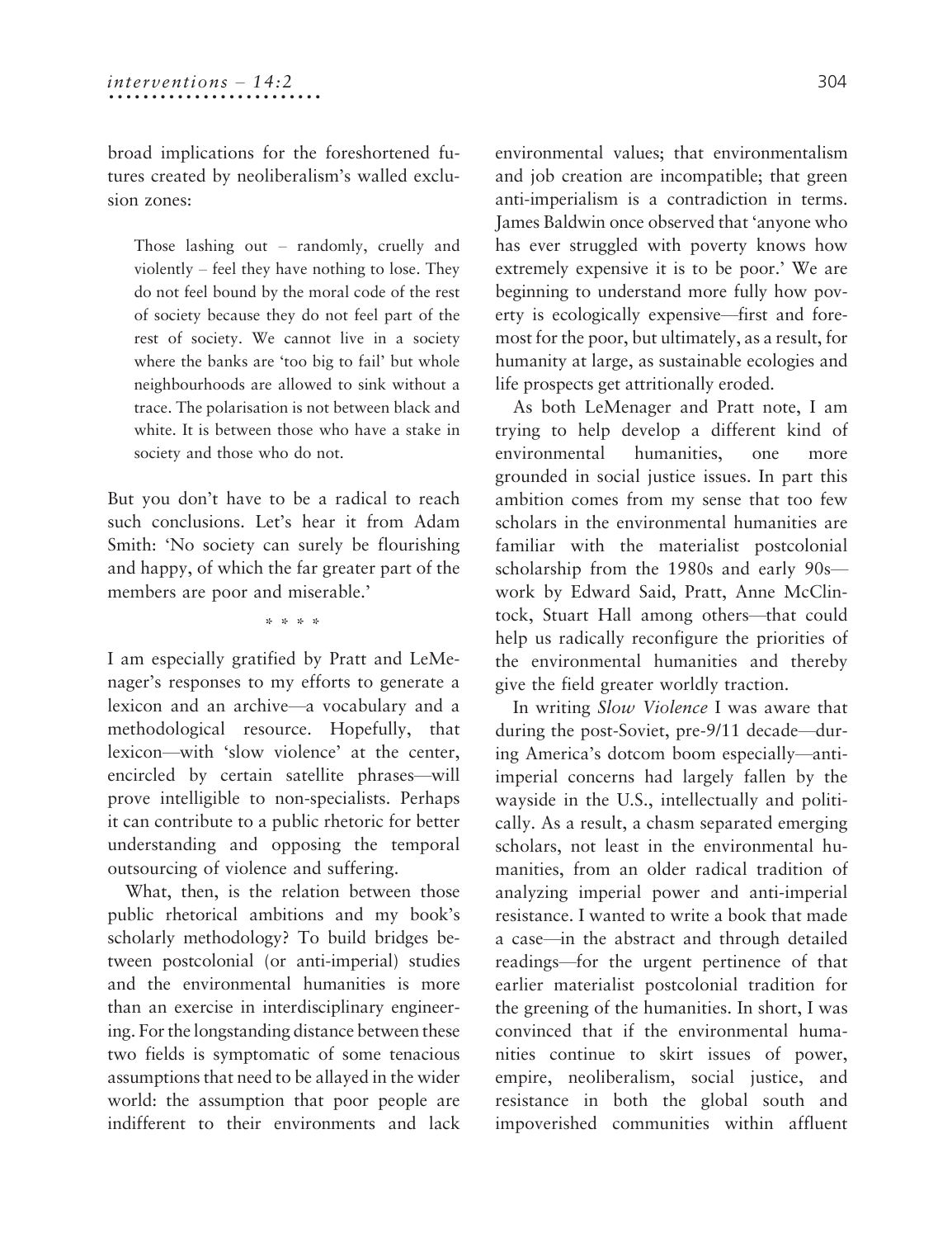broad implications for the foreshortened futures created by neoliberalism's walled exclusion zones:

> Those lashing out – randomly, cruelly and violently – feel they have nothing to lose. They do not feel bound by the moral code of the rest of society because they do not feel part of the rest of society. We cannot live in a society where the banks are 'too big to fail' but whole neighbourhoods are allowed to sink without a trace. The polarisation is not between black and white. It is between those who have a stake in society and those who do not.

But you don't have to be a radical to reach such conclusions. Let's hear it from Adam Smith: 'No society can surely be flourishing and happy, of which the far greater part of the members are poor and miserable.'

\* \* \* \*

I am especially gratified by Pratt and LeMenager's responses to my efforts to generate a lexicon and an archive—a vocabulary and a methodological resource. Hopefully, that lexicon—with 'slow violence' at the center, encircled by certain satellite phrases—will prove intelligible to non-specialists. Perhaps it can contribute to a public rhetoric for better understanding and opposing the temporal outsourcing of violence and suffering.

What, then, is the relation between those public rhetorical ambitions and my book's scholarly methodology? To build bridges between postcolonial (or anti-imperial) studies and the environmental humanities is more than an exercise in interdisciplinary engineering. For the longstanding distance between these two fields is symptomatic of some tenacious assumptions that need to be allayed in the wider world: the assumption that poor people are indifferent to their environments and lack environmental values; that environmentalism and job creation are incompatible; that green anti-imperialism is a contradiction in terms. James Baldwin once observed that 'anyone who has ever struggled with poverty knows how extremely expensive it is to be poor.' We are beginning to understand more fully how poverty is ecologically expensive—first and foremost for the poor, but ultimately, as a result, for humanity at large, as sustainable ecologies and life prospects get attritionally eroded.

As both LeMenager and Pratt note, I am trying to help develop a different kind of environmental humanities, one more grounded in social justice issues. In part this ambition comes from my sense that too few scholars in the environmental humanities are familiar with the materialist postcolonial scholarship from the 1980s and early 90s—work by Edward Said, Pratt, Anne McClintock, Stuart Hall among others—that could help us radically reconfigure the priorities of the environmental humanities and thereby give the field greater worldly traction.

In writing *Slow Violence* I was aware that during the post-Soviet, pre-9/11 decade—during America's dotcom boom especially—anti-imperial concerns had largely fallen by the wayside in the U.S., intellectually and politically. As a result, a chasm separated emerging scholars, not least in the environmental humanities, from an older radical tradition of analyzing imperial power and anti-imperial resistance. I wanted to write a book that made a case—in the abstract and through detailed readings—for the urgent pertinence of that earlier materialist postcolonial tradition for the greening of the humanities. In short, I was convinced that if the environmental humanities continue to skirt issues of power, empire, neoliberalism, social justice, and resistance in both the global south and impoverished communities within affluent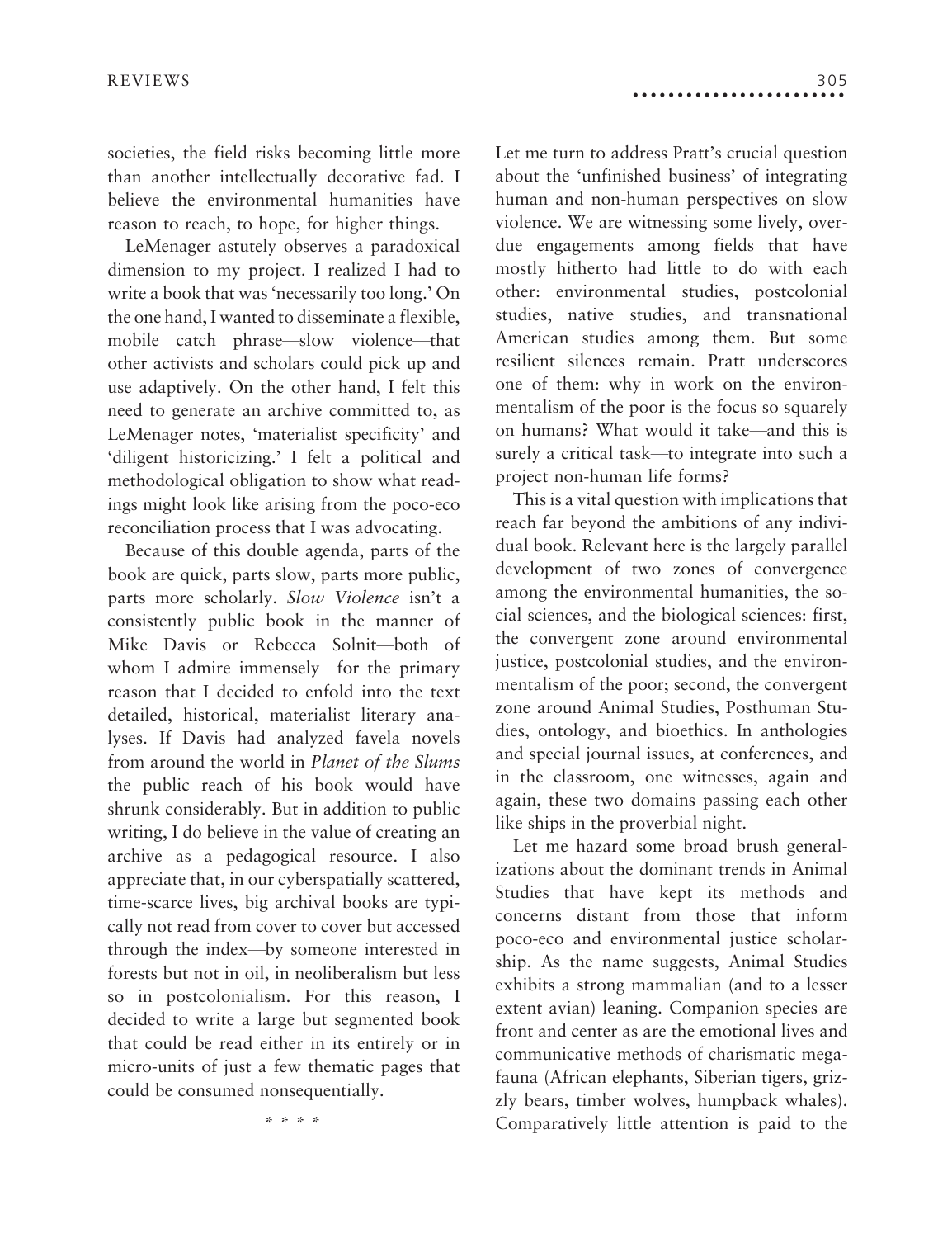societies, the field risks becoming little more than another intellectually decorative fad. I believe the environmental humanities have reason to reach, to hope, for higher things.

LeMenager astutely observes a paradoxical dimension to my project. I realized I had to write a book that was 'necessarily too long.' On the one hand, I wanted to disseminate a flexible, mobile catch phrase—slow violence—that other activists and scholars could pick up and use adaptively. On the other hand, I felt this need to generate an archive committed to, as LeMenager notes, 'materialist specificity' and 'diligent historicizing.' I felt a political and methodological obligation to show what readings might look like arising from the poco-eco reconciliation process that I was advocating.

Because of this double agenda, parts of the book are quick, parts slow, parts more public, parts more scholarly. *Slow Violence* isn't a consistently public book in the manner of Mike Davis or Rebecca Solnit—both of whom I admire immensely—for the primary reason that I decided to enfold into the text detailed, historical, materialist literary analyses. If Davis had analyzed favela novels from around the world in *Planet of the Slums* the public reach of his book would have shrunk considerably. But in addition to public writing, I do believe in the value of creating an archive as a pedagogical resource. I also appreciate that, in our cyberspatially scattered, time-scarce lives, big archival books are typically not read from cover to cover but accessed through the index—by someone interested in forests but not in oil, in neoliberalism but less so in postcolonialism. For this reason, I decided to write a large but segmented book that could be read either in its entirely or in micro-units of just a few thematic pages that could be consumed nonsequentially.

\* \* \* \*

Let me turn to address Pratt's crucial question about the 'unfinished business' of integrating human and non-human perspectives on slow violence. We are witnessing some lively, overdue engagements among fields that have mostly hitherto had little to do with each other: environmental studies, postcolonial studies, native studies, and transnational American studies among them. But some resilient silences remain. Pratt underscores one of them: why in work on the environmentalism of the poor is the focus so squarely on humans? What would it take—and this is surely a critical task—to integrate into such a project non-human life forms?

This is a vital question with implications that reach far beyond the ambitions of any individual book. Relevant here is the largely parallel development of two zones of convergence among the environmental humanities, the social sciences, and the biological sciences: first, the convergent zone around environmental justice, postcolonial studies, and the environmentalism of the poor; second, the convergent zone around Animal Studies, Posthuman Studies, ontology, and bioethics. In anthologies and special journal issues, at conferences, and in the classroom, one witnesses, again and again, these two domains passing each other like ships in the proverbial night.

Let me hazard some broad brush generalizations about the dominant trends in Animal Studies that have kept its methods and concerns distant from those that inform poco-eco and environmental justice scholarship. As the name suggests, Animal Studies exhibits a strong mammalian (and to a lesser extent avian) leaning. Companion species are front and center as are the emotional lives and communicative methods of charismatic megafauna (African elephants, Siberian tigers, grizzly bears, timber wolves, humpback whales). Comparatively little attention is paid to the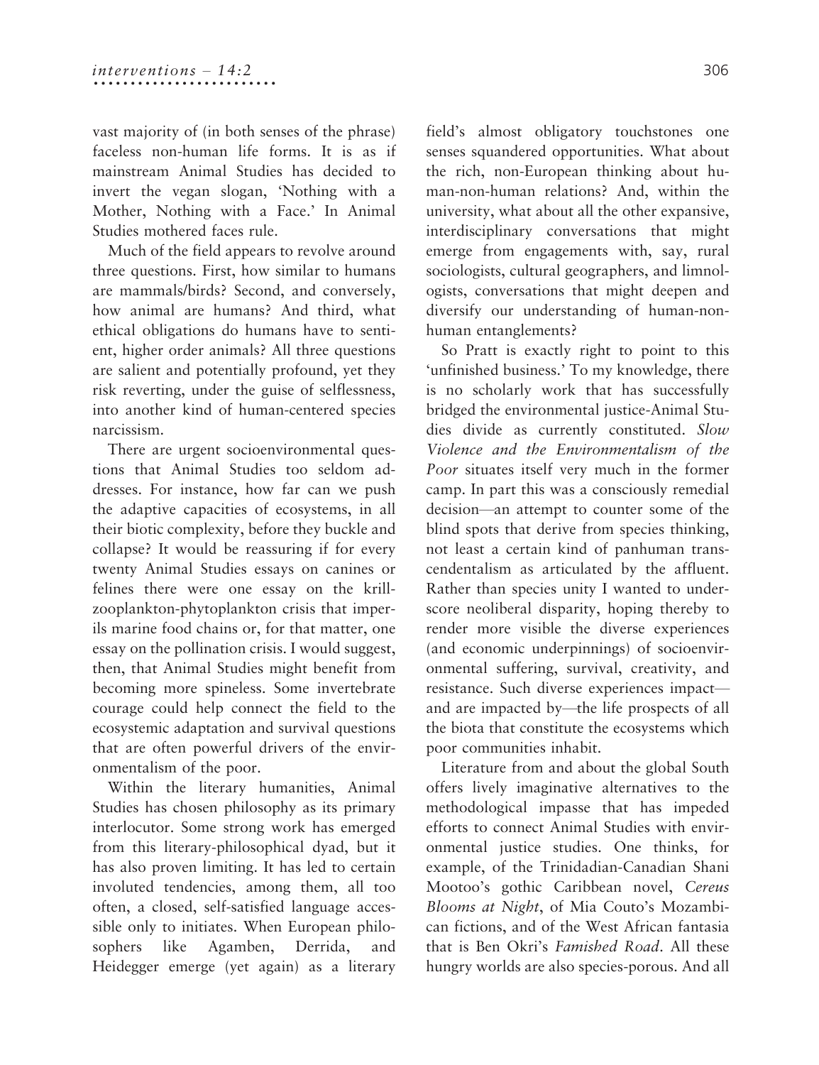vast majority of (in both senses of the phrase) faceless non-human life forms. It is as if mainstream Animal Studies has decided to invert the vegan slogan, 'Nothing with a Mother, Nothing with a Face.' In Animal Studies mothered faces rule.

Much of the field appears to revolve around three questions. First, how similar to humans are mammals/birds? Second, and conversely, how animal are humans? And third, what ethical obligations do humans have to sentient, higher order animals? All three questions are salient and potentially profound, yet they risk reverting, under the guise of selflessness, into another kind of human-centered species narcissism.

There are urgent socioenvironmental questions that Animal Studies too seldom addresses. For instance, how far can we push the adaptive capacities of ecosystems, in all their biotic complexity, before they buckle and collapse? It would be reassuring if for every twenty Animal Studies essays on canines or felines there were one essay on the krill-zooplankton-phytoplankton crisis that imperils marine food chains or, for that matter, one essay on the pollination crisis. I would suggest, then, that Animal Studies might benefit from becoming more spineless. Some invertebrate courage could help connect the field to the ecosystemic adaptation and survival questions that are often powerful drivers of the environmentalism of the poor.

Within the literary humanities, Animal Studies has chosen philosophy as its primary interlocutor. Some strong work has emerged from this literary-philosophical dyad, but it has also proven limiting. It has led to certain involuted tendencies, among them, all too often, a closed, self-satisfied language accessible only to initiates. When European philosophers like Agamben, Derrida, and Heidegger emerge (yet again) as a literary field's almost obligatory touchstones one senses squandered opportunities. What about the rich, non-European thinking about human-non-human relations? And, within the university, what about all the other expansive, interdisciplinary conversations that might emerge from engagements with, say, rural sociologists, cultural geographers, and limnologists, conversations that might deepen and diversify our understanding of human-non-human entanglements?

So Pratt is exactly right to point to this 'unfinished business.' To my knowledge, there is no scholarly work that has successfully bridged the environmental justice-Animal Studies divide as currently constituted. *Slow Violence and the Environmentalism of the Poor* situates itself very much in the former camp. In part this was a consciously remedial decision—an attempt to counter some of the blind spots that derive from species thinking, not least a certain kind of panhuman transcendentalism as articulated by the affluent. Rather than species unity I wanted to underscore neoliberal disparity, hoping thereby to render more visible the diverse experiences (and economic underpinnings) of socioenvironmental suffering, survival, creativity, and resistance. Such diverse experiences impact—and are impacted by—the life prospects of all the biota that constitute the ecosystems which poor communities inhabit.

Literature from and about the global South offers lively imaginative alternatives to the methodological impasse that has impeded efforts to connect Animal Studies with environmental justice studies. One thinks, for example, of the Trinidadian-Canadian Shani Mootoo's gothic Caribbean novel, *Cereus Blooms at Night*, of Mia Couto's Mozambican fictions, and of the West African fantasia that is Ben Okri's *Famished Road*. All these hungry worlds are also species-porous. And all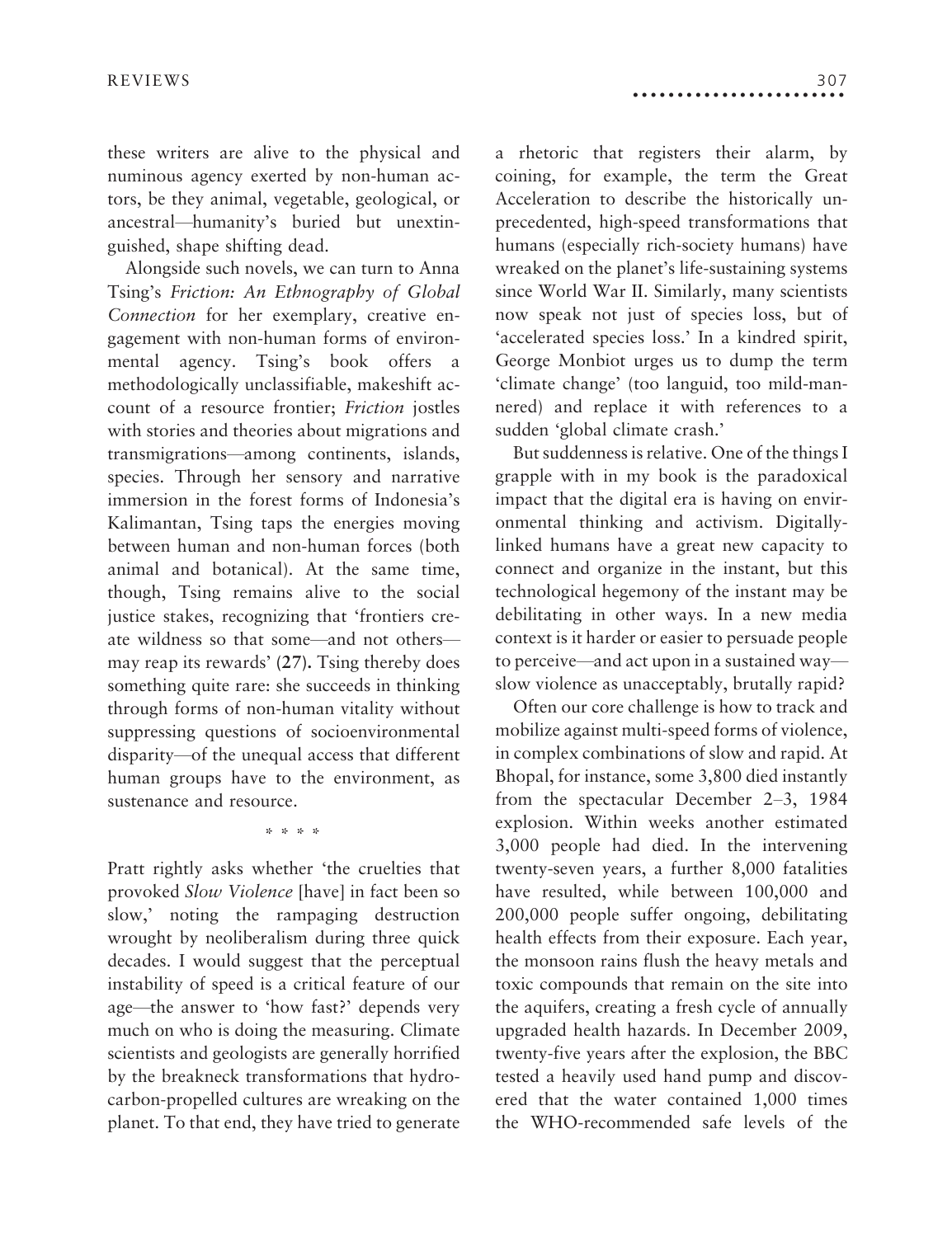these writers are alive to the physical and numinous agency exerted by non-human actors, be they animal, vegetable, geological, or ancestral—humanity's buried but unextinguished, shape shifting dead.

Alongside such novels, we can turn to Anna Tsing's *Friction: An Ethnography of Global Connection* for her exemplary, creative engagement with non-human forms of environmental agency. Tsing's book offers a methodologically unclassifiable, makeshift account of a resource frontier; *Friction* jostles with stories and theories about migrations and transmigrations—among continents, islands, species. Through her sensory and narrative immersion in the forest forms of Indonesia's Kalimantan, Tsing taps the energies moving between human and non-human forces (both animal and botanical). At the same time, though, Tsing remains alive to the social justice stakes, recognizing that 'frontiers create wildness so that some—and not others—may reap its rewards' (**27**). Tsing thereby does something quite rare: she succeeds in thinking through forms of non-human vitality without suppressing questions of socioenvironmental disparity—of the unequal access that different human groups have to the environment, as sustenance and resource.

\* \* \* \*

Pratt rightly asks whether 'the cruelties that provoked *Slow Violence* [have] in fact been so slow,' noting the rampaging destruction wrought by neoliberalism during three quick decades. I would suggest that the perceptual instability of speed is a critical feature of our age—the answer to 'how fast?' depends very much on who is doing the measuring. Climate scientists and geologists are generally horrified by the breakneck transformations that hydrocarbon-propelled cultures are wreaking on the planet. To that end, they have tried to generate a rhetoric that registers their alarm, by coining, for example, the term the Great Acceleration to describe the historically unprecedented, high-speed transformations that humans (especially rich-society humans) have wreaked on the planet's life-sustaining systems since World War II. Similarly, many scientists now speak not just of species loss, but of 'accelerated species loss.' In a kindred spirit, George Monbiot urges us to dump the term 'climate change' (too languid, too mild-mannered) and replace it with references to a sudden 'global climate crash.'

But suddenness is relative. One of the things I grapple with in my book is the paradoxical impact that the digital era is having on environmental thinking and activism. Digitally-linked humans have a great new capacity to connect and organize in the instant, but this technological hegemony of the instant may be debilitating in other ways. In a new media context is it harder or easier to persuade people to perceive—and act upon in a sustained way—slow violence as unacceptably, brutally rapid?

Often our core challenge is how to track and mobilize against multi-speed forms of violence, in complex combinations of slow and rapid. At Bhopal, for instance, some 3,800 died instantly from the spectacular December 2–3, 1984 explosion. Within weeks another estimated 3,000 people had died. In the intervening twenty-seven years, a further 8,000 fatalities have resulted, while between 100,000 and 200,000 people suffer ongoing, debilitating health effects from their exposure. Each year, the monsoon rains flush the heavy metals and toxic compounds that remain on the site into the aquifers, creating a fresh cycle of annually upgraded health hazards. In December 2009, twenty-five years after the explosion, the BBC tested a heavily used hand pump and discovered that the water contained 1,000 times the WHO-recommended safe levels of the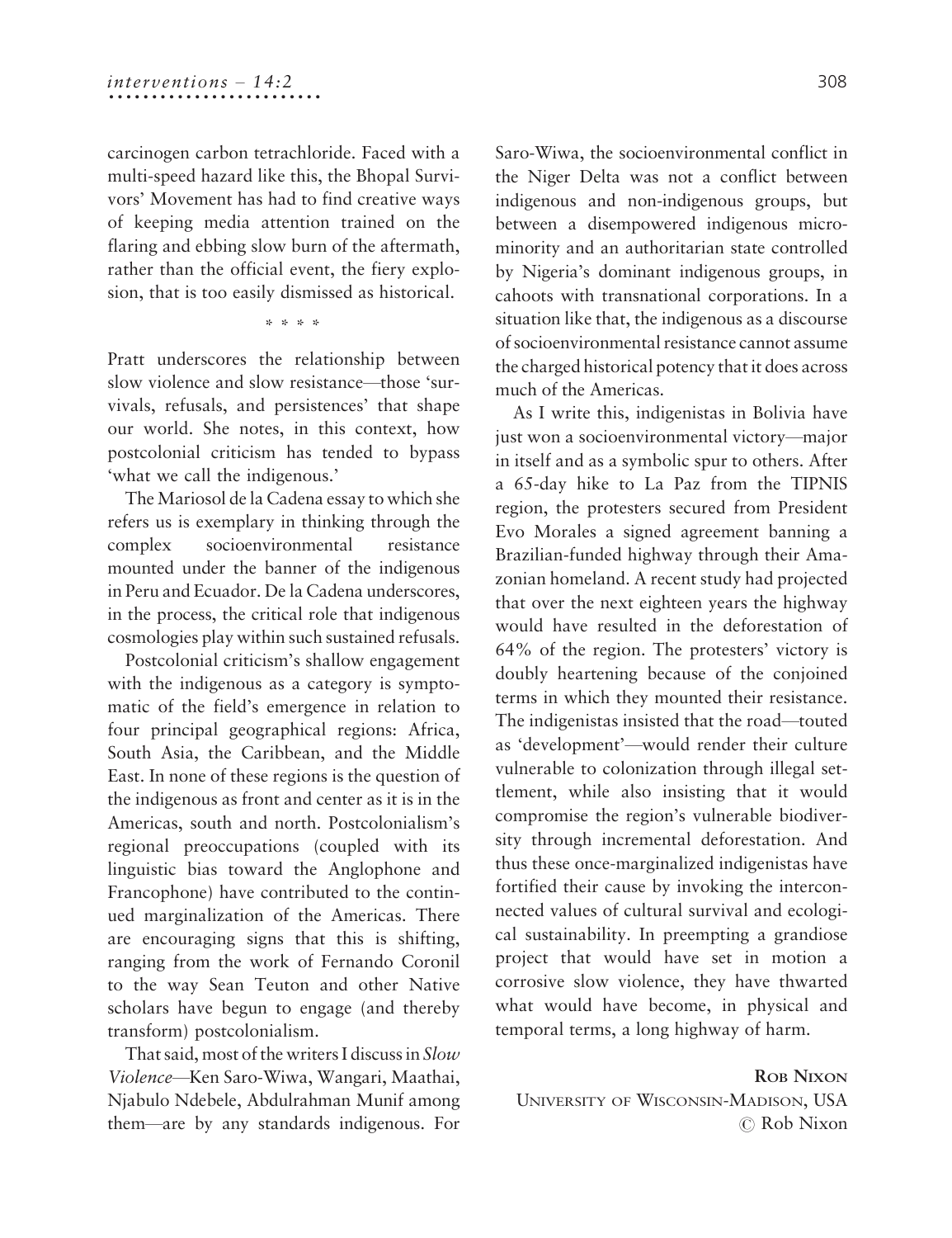carcinogen carbon tetrachloride. Faced with a multi-speed hazard like this, the Bhopal Survivors' Movement has had to find creative ways of keeping media attention trained on the flaring and ebbing slow burn of the aftermath, rather than the official event, the fiery explosion, that is too easily dismissed as historical.

* * * *

Pratt underscores the relationship between slow violence and slow resistance—those 'survivals, refusals, and persistences' that shape our world. She notes, in this context, how postcolonial criticism has tended to bypass 'what we call the indigenous.'

The Mariosol de la Cadena essay to which she refers us is exemplary in thinking through the complex socioenvironmental resistance mounted under the banner of the indigenous in Peru and Ecuador. De la Cadena underscores, in the process, the critical role that indigenous cosmologies play within such sustained refusals.

Postcolonial criticism's shallow engagement with the indigenous as a category is symptomatic of the field's emergence in relation to four principal geographical regions: Africa, South Asia, the Caribbean, and the Middle East. In none of these regions is the question of the indigenous as front and center as it is in the Americas, south and north. Postcolonialism's regional preoccupations (coupled with its linguistic bias toward the Anglophone and Francophone) have contributed to the continued marginalization of the Americas. There are encouraging signs that this is shifting, ranging from the work of Fernando Coronil to the way Sean Teuton and other Native scholars have begun to engage (and thereby transform) postcolonialism.

That said, most of the writers I discuss in *Slow Violence*—Ken Saro-Wiwa, Wangari, Maathai, Njabulo Ndebele, Abdulrahman Munif among them—are by any standards indigenous. For Saro-Wiwa, the socioenvironmental conflict in the Niger Delta was not a conflict between indigenous and non-indigenous groups, but between a disempowered indigenous micro-minority and an authoritarian state controlled by Nigeria's dominant indigenous groups, in cahoots with transnational corporations. In a situation like that, the indigenous as a discourse of socioenvironmental resistance cannot assume the charged historical potency that it does across much of the Americas.

As I write this, indigenistas in Bolivia have just won a socioenvironmental victory—major in itself and as a symbolic spur to others. After a 65-day hike to La Paz from the TIPNIS region, the protesters secured from President Evo Morales a signed agreement banning a Brazilian-funded highway through their Amazonian homeland. A recent study had projected that over the next eighteen years the highway would have resulted in the deforestation of 64% of the region. The protesters' victory is doubly heartening because of the conjoined terms in which they mounted their resistance. The indigenistas insisted that the road—touted as 'development'—would render their culture vulnerable to colonization through illegal settlement, while also insisting that it would compromise the region's vulnerable biodiversity through incremental deforestation. And thus these once-marginalized indigenistas have fortified their cause by invoking the interconnected values of cultural survival and ecological sustainability. In preempting a grandiose project that would have set in motion a corrosive slow violence, they have thwarted what would have become, in physical and temporal terms, a long highway of harm.

**Rob Nixon**
University of Wisconsin-Madison, USA
© Rob Nixon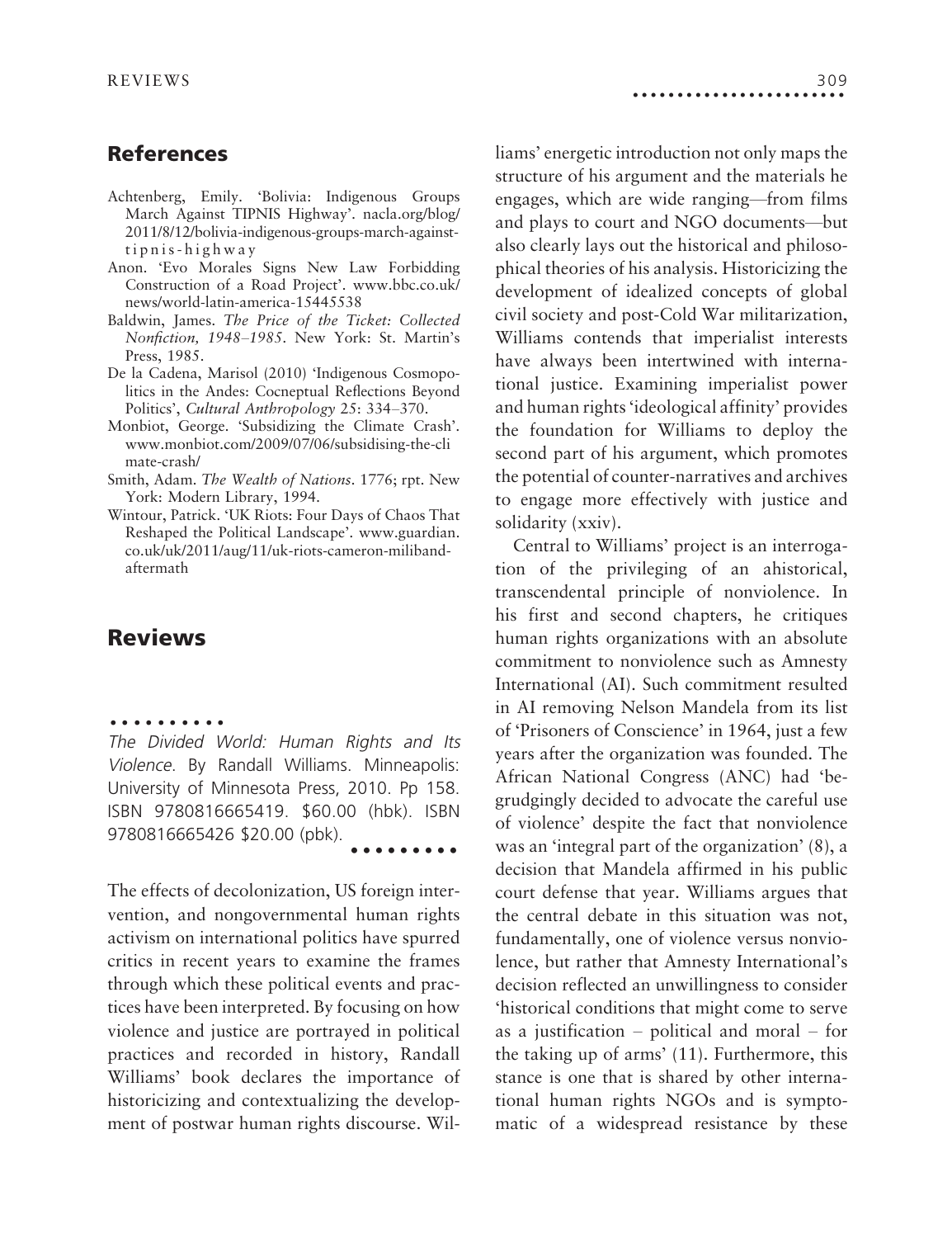## References

- Achtenberg, Emily. 'Bolivia: Indigenous Groups March Against TIPNIS Highway'. nacla.org/blog/2011/8/12/bolivia-indigenous-groups-march-against-tipnis-highway
- Anon. 'Evo Morales Signs New Law Forbidding Construction of a Road Project'. www.bbc.co.uk/news/world-latin-america-15445538
- Baldwin, James. *The Price of the Ticket: Collected Nonfiction, 1948–1985*. New York: St. Martin's Press, 1985.
- De la Cadena, Marisol (2010) 'Indigenous Cosmopolitics in the Andes: Cocneptual Reflections Beyond Politics', *Cultural Anthropology* 25: 334–370.
- Monbiot, George. 'Subsidizing the Climate Crash'. www.monbiot.com/2009/07/06/subsidising-the-climate-crash/
- Smith, Adam. *The Wealth of Nations*. 1776; rpt. New York: Modern Library, 1994.
- Wintour, Patrick. 'UK Riots: Four Days of Chaos That Reshaped the Political Landscape'. www.guardian.co.uk/uk/2011/aug/11/uk-riots-cameron-miliband-aftermath

## Reviews

*The Divided World: Human Rights and Its Violence.* By Randall Williams. Minneapolis: University of Minnesota Press, 2010. Pp 158. ISBN 9780816665419. $60.00 (hbk). ISBN 9780816665426 $20.00 (pbk).

The effects of decolonization, US foreign intervention, and nongovernmental human rights activism on international politics have spurred critics in recent years to examine the frames through which these political events and practices have been interpreted. By focusing on how violence and justice are portrayed in political practices and recorded in history, Randall Williams' book declares the importance of historicizing and contextualizing the development of postwar human rights discourse. Williams' energetic introduction not only maps the structure of his argument and the materials he engages, which are wide ranging—from films and plays to court and NGO documents—but also clearly lays out the historical and philosophical theories of his analysis. Historicizing the development of idealized concepts of global civil society and post-Cold War militarization, Williams contends that imperialist interests have always been intertwined with international justice. Examining imperialist power and human rights 'ideological affinity' provides the foundation for Williams to deploy the second part of his argument, which promotes the potential of counter-narratives and archives to engage more effectively with justice and solidarity (xxiv).

Central to Williams' project is an interrogation of the privileging of an ahistorical, transcendental principle of nonviolence. In his first and second chapters, he critiques human rights organizations with an absolute commitment to nonviolence such as Amnesty International (AI). Such commitment resulted in AI removing Nelson Mandela from its list of 'Prisoners of Conscience' in 1964, just a few years after the organization was founded. The African National Congress (ANC) had 'begrudgingly decided to advocate the careful use of violence' despite the fact that nonviolence was an 'integral part of the organization' (8), a decision that Mandela affirmed in his public court defense that year. Williams argues that the central debate in this situation was not, fundamentally, one of violence versus nonviolence, but rather that Amnesty International's decision reflected an unwillingness to consider 'historical conditions that might come to serve as a justification – political and moral – for the taking up of arms' (11). Furthermore, this stance is one that is shared by other international human rights NGOs and is symptomatic of a widespread resistance by these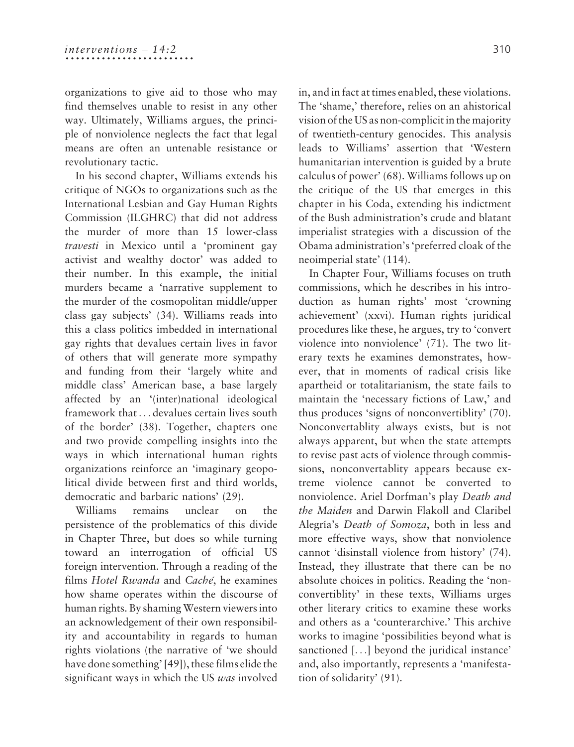organizations to give aid to those who may find themselves unable to resist in any other way. Ultimately, Williams argues, the principle of nonviolence neglects the fact that legal means are often an untenable resistance or revolutionary tactic.

In his second chapter, Williams extends his critique of NGOs to organizations such as the International Lesbian and Gay Human Rights Commission (ILGHRC) that did not address the murder of more than 15 lower-class *travesti* in Mexico until a 'prominent gay activist and wealthy doctor' was added to their number. In this example, the initial murders became a 'narrative supplement to the murder of the cosmopolitan middle/upper class gay subjects' (34). Williams reads into this a class politics imbedded in international gay rights that devalues certain lives in favor of others that will generate more sympathy and funding from their 'largely white and middle class' American base, a base largely affected by an '(inter)national ideological framework that . . . devalues certain lives south of the border' (38). Together, chapters one and two provide compelling insights into the ways in which international human rights organizations reinforce an 'imaginary geopolitical divide between first and third worlds, democratic and barbaric nations' (29).

Williams remains unclear on the persistence of the problematics of this divide in Chapter Three, but does so while turning toward an interrogation of official US foreign intervention. Through a reading of the films *Hotel Rwanda* and *Caché*, he examines how shame operates within the discourse of human rights. By shaming Western viewers into an acknowledgement of their own responsibility and accountability in regards to human rights violations (the narrative of 'we should have done something' [49]), these films elide the significant ways in which the US *was* involved in, and in fact at times enabled, these violations. The 'shame,' therefore, relies on an ahistorical vision of the US as non-complicit in the majority of twentieth-century genocides. This analysis leads to Williams' assertion that 'Western humanitarian intervention is guided by a brute calculus of power' (68). Williams follows up on the critique of the US that emerges in this chapter in his Coda, extending his indictment of the Bush administration's crude and blatant imperialist strategies with a discussion of the Obama administration's 'preferred cloak of the neoimperial state' (114).

In Chapter Four, Williams focuses on truth commissions, which he describes in his introduction as human rights' most 'crowning achievement' (xxvi). Human rights juridical procedures like these, he argues, try to 'convert violence into nonviolence' (71). The two literary texts he examines demonstrates, however, that in moments of radical crisis like apartheid or totalitarianism, the state fails to maintain the 'necessary fictions of Law,' and thus produces 'signs of nonconvertiblity' (70). Nonconvertablity always exists, but is not always apparent, but when the state attempts to revise past acts of violence through commissions, nonconvertablity appears because extreme violence cannot be converted to nonviolence. Ariel Dorfman's play *Death and the Maiden* and Darwin Flakoll and Claribel Alegría's *Death of Somoza*, both in less and more effective ways, show that nonviolence cannot 'disinstall violence from history' (74). Instead, they illustrate that there can be no absolute choices in politics. Reading the 'nonconvertiblity' in these texts, Williams urges other literary critics to examine these works and others as a 'counterarchive.' This archive works to imagine 'possibilities beyond what is sanctioned [. . .] beyond the juridical instance' and, also importantly, represents a 'manifestation of solidarity' (91).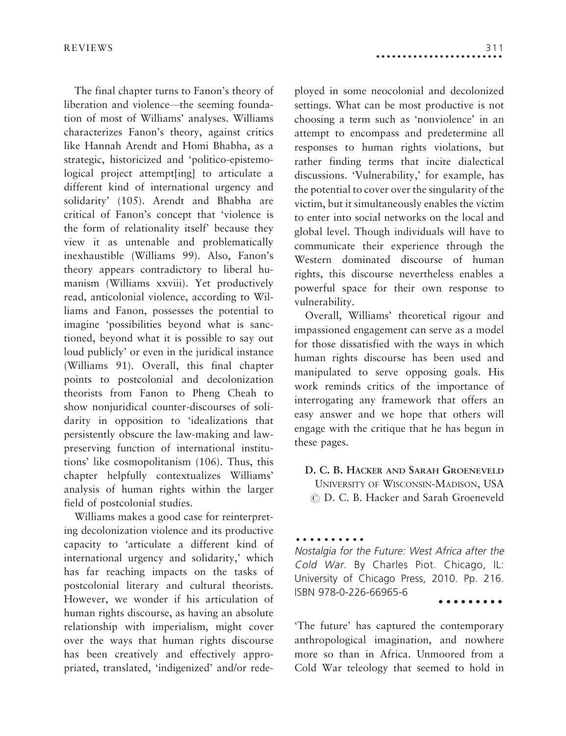The final chapter turns to Fanon's theory of liberation and violence—the seeming foundation of most of Williams' analyses. Williams characterizes Fanon's theory, against critics like Hannah Arendt and Homi Bhabha, as a strategic, historicized and 'politico-epistemological project attempt[ing] to articulate a different kind of international urgency and solidarity' (105). Arendt and Bhabha are critical of Fanon's concept that 'violence is the form of relationality itself' because they view it as untenable and problematically inexhaustible (Williams 99). Also, Fanon's theory appears contradictory to liberal humanism (Williams xxviii). Yet productively read, anticolonial violence, according to Williams and Fanon, possesses the potential to imagine 'possibilities beyond what is sanctioned, beyond what it is possible to say out loud publicly' or even in the juridical instance (Williams 91). Overall, this final chapter points to postcolonial and decolonization theorists from Fanon to Pheng Cheah to show nonjuridical counter-discourses of solidarity in opposition to 'idealizations that persistently obscure the law-making and law-preserving function of international institutions' like cosmopolitanism (106). Thus, this chapter helpfully contextualizes Williams' analysis of human rights within the larger field of postcolonial studies.

Williams makes a good case for reinterpreting decolonization violence and its productive capacity to 'articulate a different kind of international urgency and solidarity,' which has far reaching impacts on the tasks of postcolonial literary and cultural theorists. However, we wonder if his articulation of human rights discourse, as having an absolute relationship with imperialism, might cover over the ways that human rights discourse has been creatively and effectively appropriated, translated, 'indigenized' and/or redeployed in some neocolonial and decolonized settings. What can be most productive is not choosing a term such as 'nonviolence' in an attempt to encompass and predetermine all responses to human rights violations, but rather finding terms that incite dialectical discussions. 'Vulnerability,' for example, has the potential to cover over the singularity of the victim, but it simultaneously enables the victim to enter into social networks on the local and global level. Though individuals will have to communicate their experience through the Western dominated discourse of human rights, this discourse nevertheless enables a powerful space for their own response to vulnerability.

Overall, Williams' theoretical rigour and impassioned engagement can serve as a model for those dissatisfied with the ways in which human rights discourse has been used and manipulated to serve opposing goals. His work reminds critics of the importance of interrogating any framework that offers an easy answer and we hope that others will engage with the critique that he has begun in these pages.

**D. C. B. Hacker and Sarah Groeneveld**
University of Wisconsin-Madison, USA
© D. C. B. Hacker and Sarah Groeneveld

---

*Nostalgia for the Future: West Africa after the Cold War.* By Charles Piot. Chicago, IL: University of Chicago Press, 2010. Pp. 216. ISBN 978-0-226-66965-6

---

'The future' has captured the contemporary anthropological imagination, and nowhere more so than in Africa. Unmoored from a Cold War teleology that seemed to hold in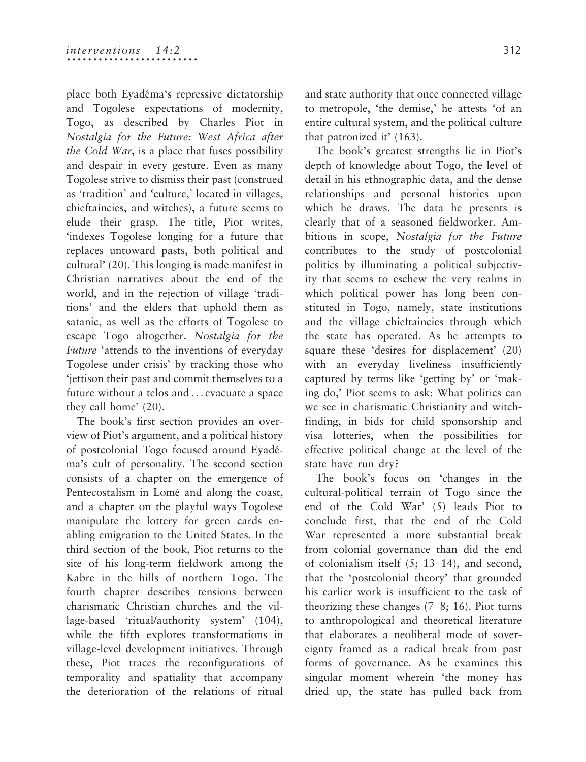place both Eyadéma's repressive dictatorship and Togolese expectations of modernity, Togo, as described by Charles Piot in *Nostalgia for the Future: West Africa after the Cold War*, is a place that fuses possibility and despair in every gesture. Even as many Togolese strive to dismiss their past (construed as 'tradition' and 'culture,' located in villages, chieftaincies, and witches), a future seems to elude their grasp. The title, Piot writes, 'indexes Togolese longing for a future that replaces untoward pasts, both political and cultural' (20). This longing is made manifest in Christian narratives about the end of the world, and in the rejection of village 'traditions' and the elders that uphold them as satanic, as well as the efforts of Togolese to escape Togo altogether. *Nostalgia for the Future* 'attends to the inventions of everyday Togolese under crisis' by tracking those who 'jettison their past and commit themselves to a future without a telos and . . . evacuate a space they call home' (20).

The book's first section provides an overview of Piot's argument, and a political history of postcolonial Togo focused around Eyadéma's cult of personality. The second section consists of a chapter on the emergence of Pentecostalism in Lomé and along the coast, and a chapter on the playful ways Togolese manipulate the lottery for green cards enabling emigration to the United States. In the third section of the book, Piot returns to the site of his long-term fieldwork among the Kabre in the hills of northern Togo. The fourth chapter describes tensions between charismatic Christian churches and the village-based 'ritual/authority system' (104), while the fifth explores transformations in village-level development initiatives. Through these, Piot traces the reconfigurations of temporality and spatiality that accompany the deterioration of the relations of ritual and state authority that once connected village to metropole, 'the demise,' he attests 'of an entire cultural system, and the political culture that patronized it' (163).

The book's greatest strengths lie in Piot's depth of knowledge about Togo, the level of detail in his ethnographic data, and the dense relationships and personal histories upon which he draws. The data he presents is clearly that of a seasoned fieldworker. Ambitious in scope, *Nostalgia for the Future* contributes to the study of postcolonial politics by illuminating a political subjectivity that seems to eschew the very realms in which political power has long been constituted in Togo, namely, state institutions and the village chieftaincies through which the state has operated. As he attempts to square these 'desires for displacement' (20) with an everyday liveliness insufficiently captured by terms like 'getting by' or 'making do,' Piot seems to ask: What politics can we see in charismatic Christianity and witch-finding, in bids for child sponsorship and visa lotteries, when the possibilities for effective political change at the level of the state have run dry?

The book's focus on 'changes in the cultural-political terrain of Togo since the end of the Cold War' (5) leads Piot to conclude first, that the end of the Cold War represented a more substantial break from colonial governance than did the end of colonialism itself (5; 13–14), and second, that the 'postcolonial theory' that grounded his earlier work is insufficient to the task of theorizing these changes (7–8; 16). Piot turns to anthropological and theoretical literature that elaborates a neoliberal mode of sovereignty framed as a radical break from past forms of governance. As he examines this singular moment wherein 'the money has dried up, the state has pulled back from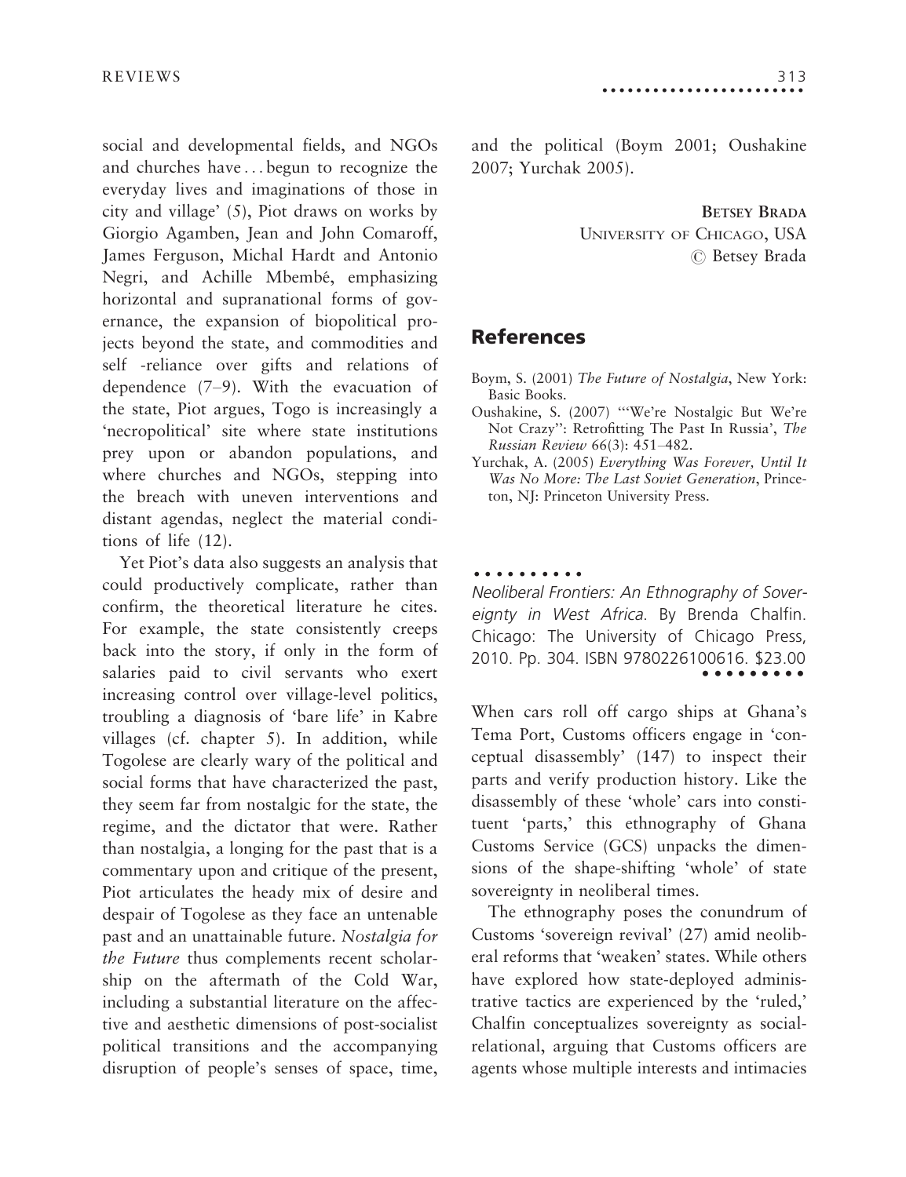social and developmental fields, and NGOs and churches have . . . begun to recognize the everyday lives and imaginations of those in city and village' (5), Piot draws on works by Giorgio Agamben, Jean and John Comaroff, James Ferguson, Michal Hardt and Antonio Negri, and Achille Mbembé, emphasizing horizontal and supranational forms of governance, the expansion of biopolitical projects beyond the state, and commodities and self -reliance over gifts and relations of dependence (7–9). With the evacuation of the state, Piot argues, Togo is increasingly a 'necropolitical' site where state institutions prey upon or abandon populations, and where churches and NGOs, stepping into the breach with uneven interventions and distant agendas, neglect the material conditions of life (12).

Yet Piot's data also suggests an analysis that could productively complicate, rather than confirm, the theoretical literature he cites. For example, the state consistently creeps back into the story, if only in the form of salaries paid to civil servants who exert increasing control over village-level politics, troubling a diagnosis of 'bare life' in Kabre villages (cf. chapter 5). In addition, while Togolese are clearly wary of the political and social forms that have characterized the past, they seem far from nostalgic for the state, the regime, and the dictator that were. Rather than nostalgia, a longing for the past that is a commentary upon and critique of the present, Piot articulates the heady mix of desire and despair of Togolese as they face an untenable past and an unattainable future. *Nostalgia for the Future* thus complements recent scholarship on the aftermath of the Cold War, including a substantial literature on the affective and aesthetic dimensions of post-socialist political transitions and the accompanying disruption of people's senses of space, time, and the political (Boym 2001; Oushakine 2007; Yurchak 2005).

**Betsey Brada**
University of Chicago, USA
© Betsey Brada

## References

Boym, S. (2001) *The Future of Nostalgia*, New York: Basic Books.

Oushakine, S. (2007) '"We're Nostalgic But We're Not Crazy": Retrofitting The Past In Russia', *The Russian Review* 66(3): 451–482.

Yurchak, A. (2005) *Everything Was Forever, Until It Was No More: The Last Soviet Generation*, Princeton, NJ: Princeton University Press.

*Neoliberal Frontiers: An Ethnography of Sovereignty in West Africa.* By Brenda Chalfin. Chicago: The University of Chicago Press, 2010. Pp. 304. ISBN 9780226100616. $23.00

When cars roll off cargo ships at Ghana's Tema Port, Customs officers engage in 'conceptual disassembly' (147) to inspect their parts and verify production history. Like the disassembly of these 'whole' cars into constituent 'parts,' this ethnography of Ghana Customs Service (GCS) unpacks the dimensions of the shape-shifting 'whole' of state sovereignty in neoliberal times.

The ethnography poses the conundrum of Customs 'sovereign revival' (27) amid neoliberal reforms that 'weaken' states. While others have explored how state-deployed administrative tactics are experienced by the 'ruled,' Chalfin conceptualizes sovereignty as social-relational, arguing that Customs officers are agents whose multiple interests and intimacies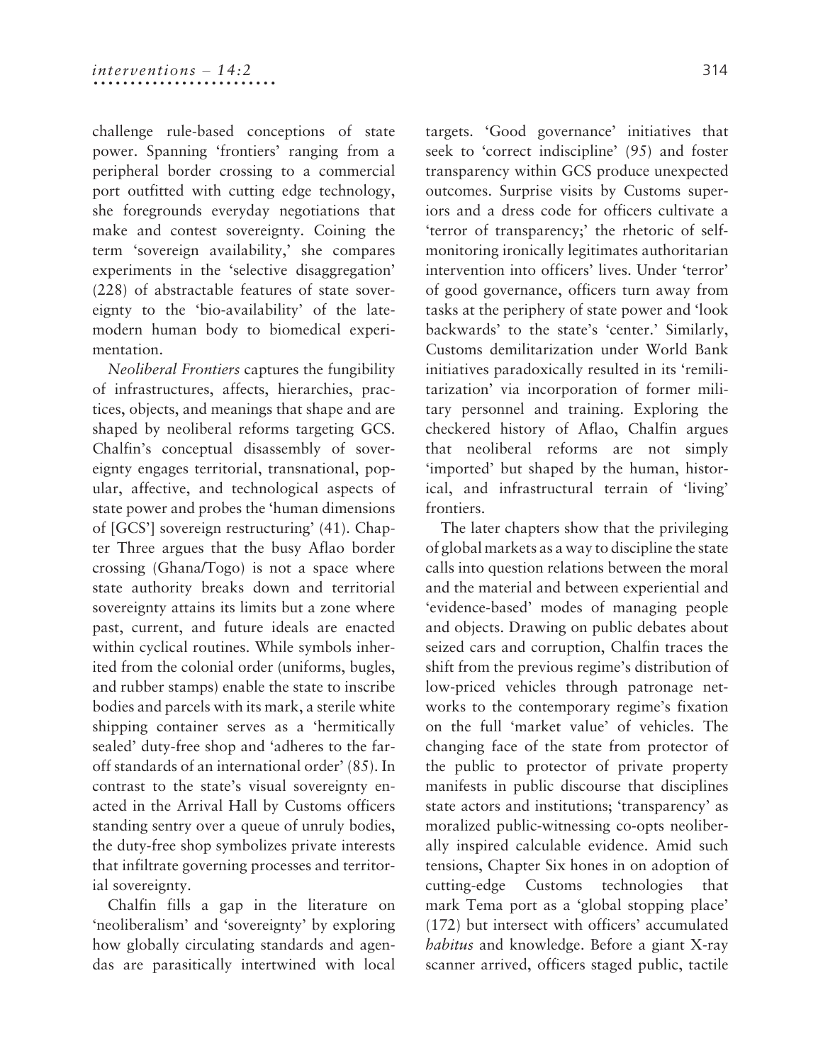challenge rule-based conceptions of state power. Spanning 'frontiers' ranging from a peripheral border crossing to a commercial port outfitted with cutting edge technology, she foregrounds everyday negotiations that make and contest sovereignty. Coining the term 'sovereign availability,' she compares experiments in the 'selective disaggregation' (228) of abstractable features of state sovereignty to the 'bio-availability' of the late-modern human body to biomedical experimentation.

*Neoliberal Frontiers* captures the fungibility of infrastructures, affects, hierarchies, practices, objects, and meanings that shape and are shaped by neoliberal reforms targeting GCS. Chalfin's conceptual disassembly of sovereignty engages territorial, transnational, popular, affective, and technological aspects of state power and probes the 'human dimensions of [GCS'] sovereign restructuring' (41). Chapter Three argues that the busy Aflao border crossing (Ghana/Togo) is not a space where state authority breaks down and territorial sovereignty attains its limits but a zone where past, current, and future ideals are enacted within cyclical routines. While symbols inherited from the colonial order (uniforms, bugles, and rubber stamps) enable the state to inscribe bodies and parcels with its mark, a sterile white shipping container serves as a 'hermitically sealed' duty-free shop and 'adheres to the far-off standards of an international order' (85). In contrast to the state's visual sovereignty enacted in the Arrival Hall by Customs officers standing sentry over a queue of unruly bodies, the duty-free shop symbolizes private interests that infiltrate governing processes and territorial sovereignty.

Chalfin fills a gap in the literature on 'neoliberalism' and 'sovereignty' by exploring how globally circulating standards and agendas are parasitically intertwined with local targets. 'Good governance' initiatives that seek to 'correct indiscipline' (95) and foster transparency within GCS produce unexpected outcomes. Surprise visits by Customs superiors and a dress code for officers cultivate a 'terror of transparency;' the rhetoric of self-monitoring ironically legitimates authoritarian intervention into officers' lives. Under 'terror' of good governance, officers turn away from tasks at the periphery of state power and 'look backwards' to the state's 'center.' Similarly, Customs demilitarization under World Bank initiatives paradoxically resulted in its 'remilitarization' via incorporation of former military personnel and training. Exploring the checkered history of Aflao, Chalfin argues that neoliberal reforms are not simply 'imported' but shaped by the human, historical, and infrastructural terrain of 'living' frontiers.

The later chapters show that the privileging of global markets as a way to discipline the state calls into question relations between the moral and the material and between experiential and 'evidence-based' modes of managing people and objects. Drawing on public debates about seized cars and corruption, Chalfin traces the shift from the previous regime's distribution of low-priced vehicles through patronage networks to the contemporary regime's fixation on the full 'market value' of vehicles. The changing face of the state from protector of the public to protector of private property manifests in public discourse that disciplines state actors and institutions; 'transparency' as moralized public-witnessing co-opts neoliberally inspired calculable evidence. Amid such tensions, Chapter Six hones in on adoption of cutting-edge Customs technologies that mark Tema port as a 'global stopping place' (172) but intersect with officers' accumulated *habitus* and knowledge. Before a giant X-ray scanner arrived, officers staged public, tactile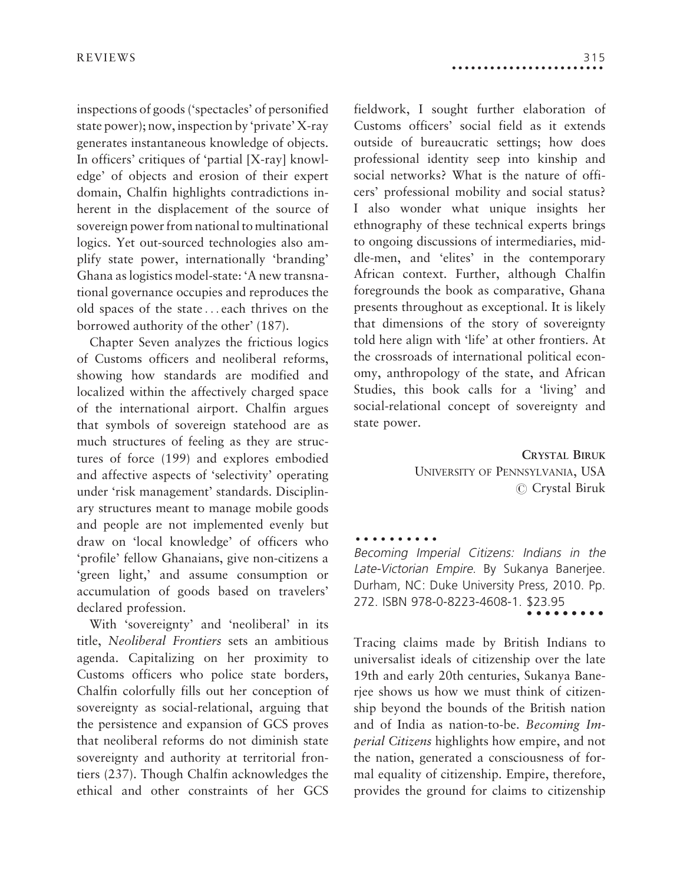inspections of goods ('spectacles' of personified state power); now, inspection by 'private' X-ray generates instantaneous knowledge of objects. In officers' critiques of 'partial [X-ray] knowledge' of objects and erosion of their expert domain, Chalfin highlights contradictions inherent in the displacement of the source of sovereign power from national to multinational logics. Yet out-sourced technologies also amplify state power, internationally 'branding' Ghana as logistics model-state: 'A new transnational governance occupies and reproduces the old spaces of the state . . . each thrives on the borrowed authority of the other' (187).

Chapter Seven analyzes the frictious logics of Customs officers and neoliberal reforms, showing how standards are modified and localized within the affectively charged space of the international airport. Chalfin argues that symbols of sovereign statehood are as much structures of feeling as they are structures of force (199) and explores embodied and affective aspects of 'selectivity' operating under 'risk management' standards. Disciplinary structures meant to manage mobile goods and people are not implemented evenly but draw on 'local knowledge' of officers who 'profile' fellow Ghanaians, give non-citizens a 'green light,' and assume consumption or accumulation of goods based on travelers' declared profession.

With 'sovereignty' and 'neoliberal' in its title, *Neoliberal Frontiers* sets an ambitious agenda. Capitalizing on her proximity to Customs officers who police state borders, Chalfin colorfully fills out her conception of sovereignty as social-relational, arguing that the persistence and expansion of GCS proves that neoliberal reforms do not diminish state sovereignty and authority at territorial frontiers (237). Though Chalfin acknowledges the ethical and other constraints of her GCS fieldwork, I sought further elaboration of Customs officers' social field as it extends outside of bureaucratic settings; how does professional identity seep into kinship and social networks? What is the nature of officers' professional mobility and social status? I also wonder what unique insights her ethnography of these technical experts brings to ongoing discussions of intermediaries, middle-men, and 'elites' in the contemporary African context. Further, although Chalfin foregrounds the book as comparative, Ghana presents throughout as exceptional. It is likely that dimensions of the story of sovereignty told here align with 'life' at other frontiers. At the crossroads of international political economy, anthropology of the state, and African Studies, this book calls for a 'living' and social-relational concept of sovereignty and state power.

**Crystal Biruk**
University of Pennsylvania, USA
© Crystal Biruk

*Becoming Imperial Citizens: Indians in the Late-Victorian Empire.* By Sukanya Banerjee. Durham, NC: Duke University Press, 2010. Pp. 272. ISBN 978-0-8223-4608-1. $23.95

Tracing claims made by British Indians to universalist ideals of citizenship over the late 19th and early 20th centuries, Sukanya Banerjee shows us how we must think of citizenship beyond the bounds of the British nation and of India as nation-to-be. *Becoming Imperial Citizens* highlights how empire, and not the nation, generated a consciousness of formal equality of citizenship. Empire, therefore, provides the ground for claims to citizenship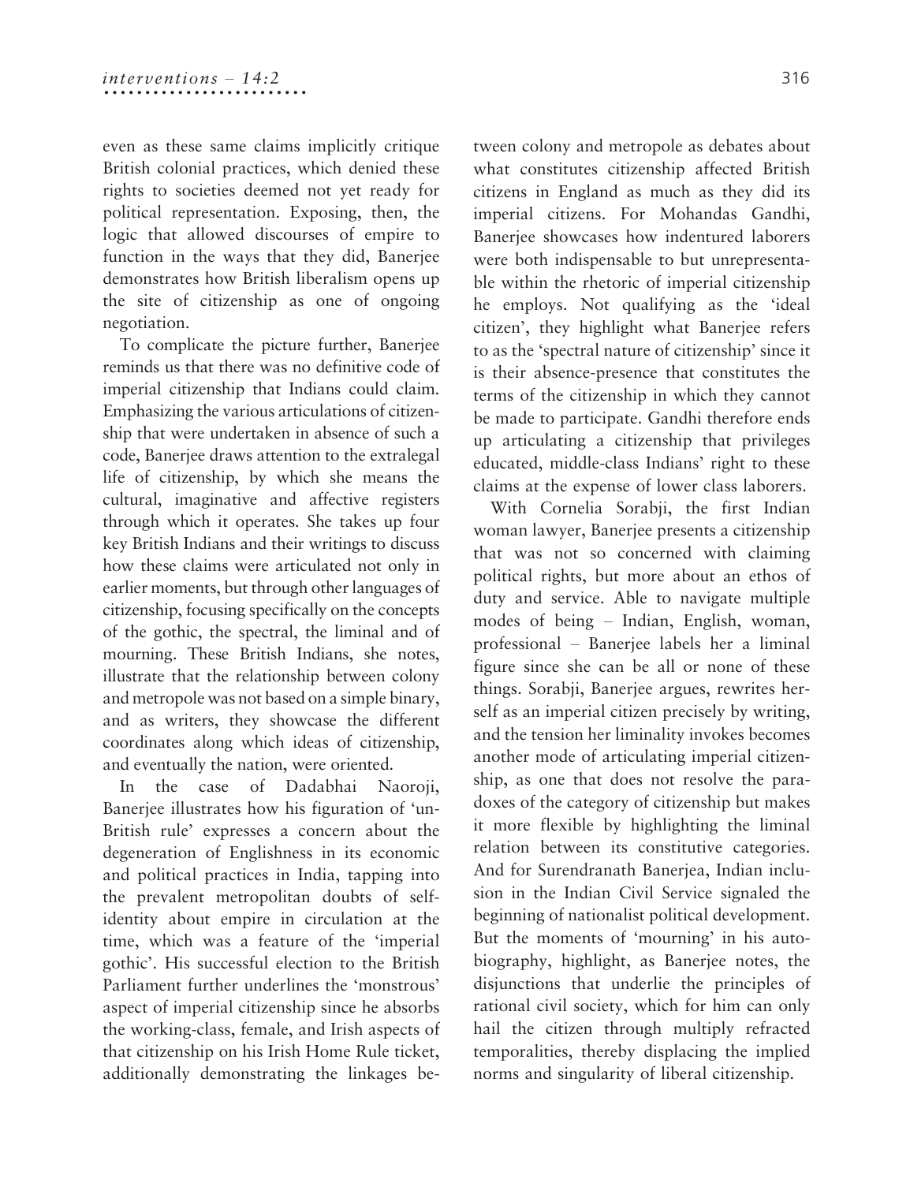even as these same claims implicitly critique British colonial practices, which denied these rights to societies deemed not yet ready for political representation. Exposing, then, the logic that allowed discourses of empire to function in the ways that they did, Banerjee demonstrates how British liberalism opens up the site of citizenship as one of ongoing negotiation.

To complicate the picture further, Banerjee reminds us that there was no definitive code of imperial citizenship that Indians could claim. Emphasizing the various articulations of citizenship that were undertaken in absence of such a code, Banerjee draws attention to the extralegal life of citizenship, by which she means the cultural, imaginative and affective registers through which it operates. She takes up four key British Indians and their writings to discuss how these claims were articulated not only in earlier moments, but through other languages of citizenship, focusing specifically on the concepts of the gothic, the spectral, the liminal and of mourning. These British Indians, she notes, illustrate that the relationship between colony and metropole was not based on a simple binary, and as writers, they showcase the different coordinates along which ideas of citizenship, and eventually the nation, were oriented.

In the case of Dadabhai Naoroji, Banerjee illustrates how his figuration of 'un-British rule' expresses a concern about the degeneration of Englishness in its economic and political practices in India, tapping into the prevalent metropolitan doubts of self-identity about empire in circulation at the time, which was a feature of the 'imperial gothic'. His successful election to the British Parliament further underlines the 'monstrous' aspect of imperial citizenship since he absorbs the working-class, female, and Irish aspects of that citizenship on his Irish Home Rule ticket, additionally demonstrating the linkages between colony and metropole as debates about what constitutes citizenship affected British citizens in England as much as they did its imperial citizens. For Mohandas Gandhi, Banerjee showcases how indentured laborers were both indispensable to but unrepresentable within the rhetoric of imperial citizenship he employs. Not qualifying as the 'ideal citizen', they highlight what Banerjee refers to as the 'spectral nature of citizenship' since it is their absence-presence that constitutes the terms of the citizenship in which they cannot be made to participate. Gandhi therefore ends up articulating a citizenship that privileges educated, middle-class Indians' right to these claims at the expense of lower class laborers.

With Cornelia Sorabji, the first Indian woman lawyer, Banerjee presents a citizenship that was not so concerned with claiming political rights, but more about an ethos of duty and service. Able to navigate multiple modes of being – Indian, English, woman, professional – Banerjee labels her a liminal figure since she can be all or none of these things. Sorabji, Banerjee argues, rewrites herself as an imperial citizen precisely by writing, and the tension her liminality invokes becomes another mode of articulating imperial citizenship, as one that does not resolve the paradoxes of the category of citizenship but makes it more flexible by highlighting the liminal relation between its constitutive categories. And for Surendranath Banerjea, Indian inclusion in the Indian Civil Service signaled the beginning of nationalist political development. But the moments of 'mourning' in his autobiography, highlight, as Banerjee notes, the disjunctions that underlie the principles of rational civil society, which for him can only hail the citizen through multiply refracted temporalities, thereby displacing the implied norms and singularity of liberal citizenship.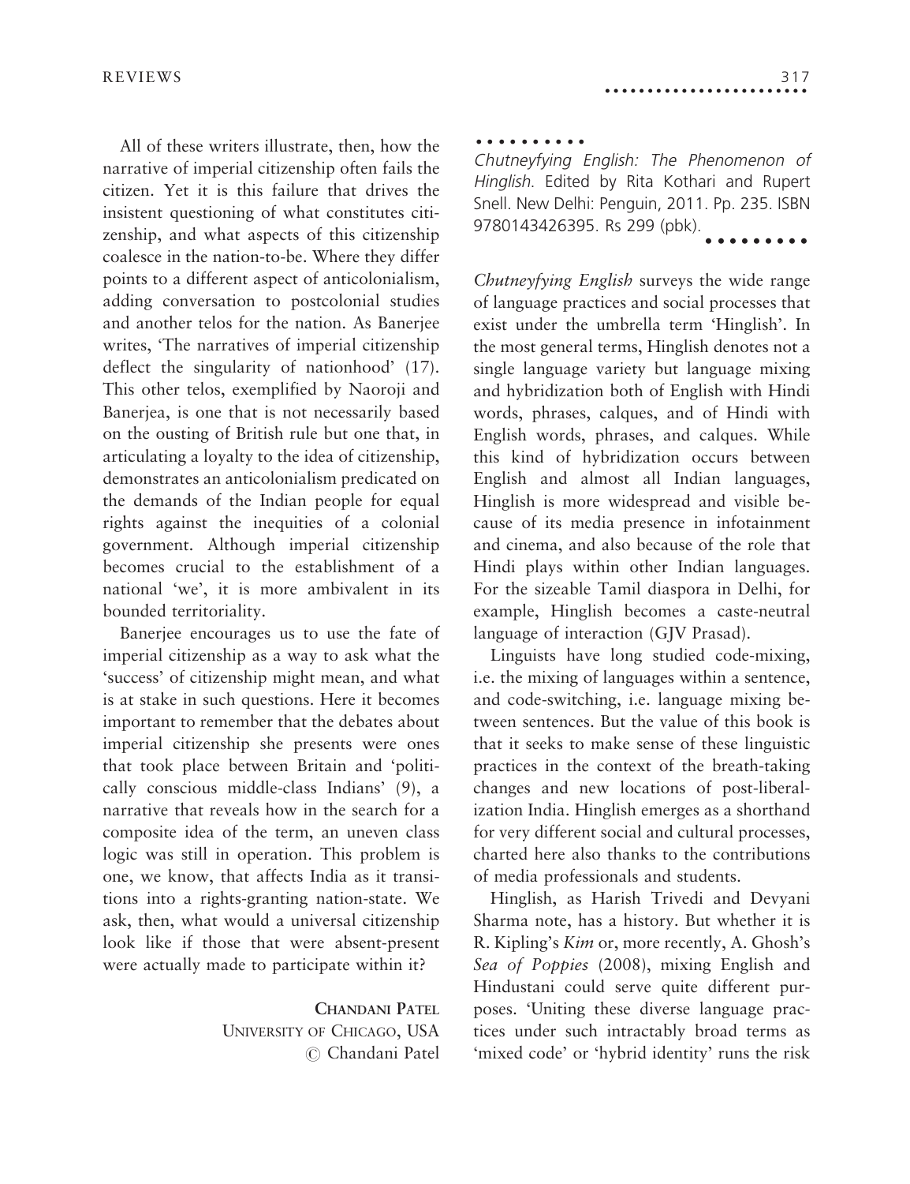All of these writers illustrate, then, how the narrative of imperial citizenship often fails the citizen. Yet it is this failure that drives the insistent questioning of what constitutes citizenship, and what aspects of this citizenship coalesce in the nation-to-be. Where they differ points to a different aspect of anticolonialism, adding conversation to postcolonial studies and another telos for the nation. As Banerjee writes, 'The narratives of imperial citizenship deflect the singularity of nationhood' (17). This other telos, exemplified by Naoroji and Banerjea, is one that is not necessarily based on the ousting of British rule but one that, in articulating a loyalty to the idea of citizenship, demonstrates an anticolonialism predicated on the demands of the Indian people for equal rights against the inequities of a colonial government. Although imperial citizenship becomes crucial to the establishment of a national 'we', it is more ambivalent in its bounded territoriality.

Banerjee encourages us to use the fate of imperial citizenship as a way to ask what the 'success' of citizenship might mean, and what is at stake in such questions. Here it becomes important to remember that the debates about imperial citizenship she presents were ones that took place between Britain and 'politically conscious middle-class Indians' (9), a narrative that reveals how in the search for a composite idea of the term, an uneven class logic was still in operation. This problem is one, we know, that affects India as it transitions into a rights-granting nation-state. We ask, then, what would a universal citizenship look like if those that were absent-present were actually made to participate within it?

**Chandani Patel**
University of Chicago, USA
© Chandani Patel

*Chutneyfying English: The Phenomenon of Hinglish.* Edited by Rita Kothari and Rupert Snell. New Delhi: Penguin, 2011. Pp. 235. ISBN 9780143426395. Rs 299 (pbk).

*Chutneyfying English* surveys the wide range of language practices and social processes that exist under the umbrella term 'Hinglish'. In the most general terms, Hinglish denotes not a single language variety but language mixing and hybridization both of English with Hindi words, phrases, calques, and of Hindi with English words, phrases, and calques. While this kind of hybridization occurs between English and almost all Indian languages, Hinglish is more widespread and visible because of its media presence in infotainment and cinema, and also because of the role that Hindi plays within other Indian languages. For the sizeable Tamil diaspora in Delhi, for example, Hinglish becomes a caste-neutral language of interaction (GJV Prasad).

Linguists have long studied code-mixing, i.e. the mixing of languages within a sentence, and code-switching, i.e. language mixing between sentences. But the value of this book is that it seeks to make sense of these linguistic practices in the context of the breath-taking changes and new locations of post-liberalization India. Hinglish emerges as a shorthand for very different social and cultural processes, charted here also thanks to the contributions of media professionals and students.

Hinglish, as Harish Trivedi and Devyani Sharma note, has a history. But whether it is R. Kipling's *Kim* or, more recently, A. Ghosh's *Sea of Poppies* (2008), mixing English and Hindustani could serve quite different purposes. 'Uniting these diverse language practices under such intractably broad terms as 'mixed code' or 'hybrid identity' runs the risk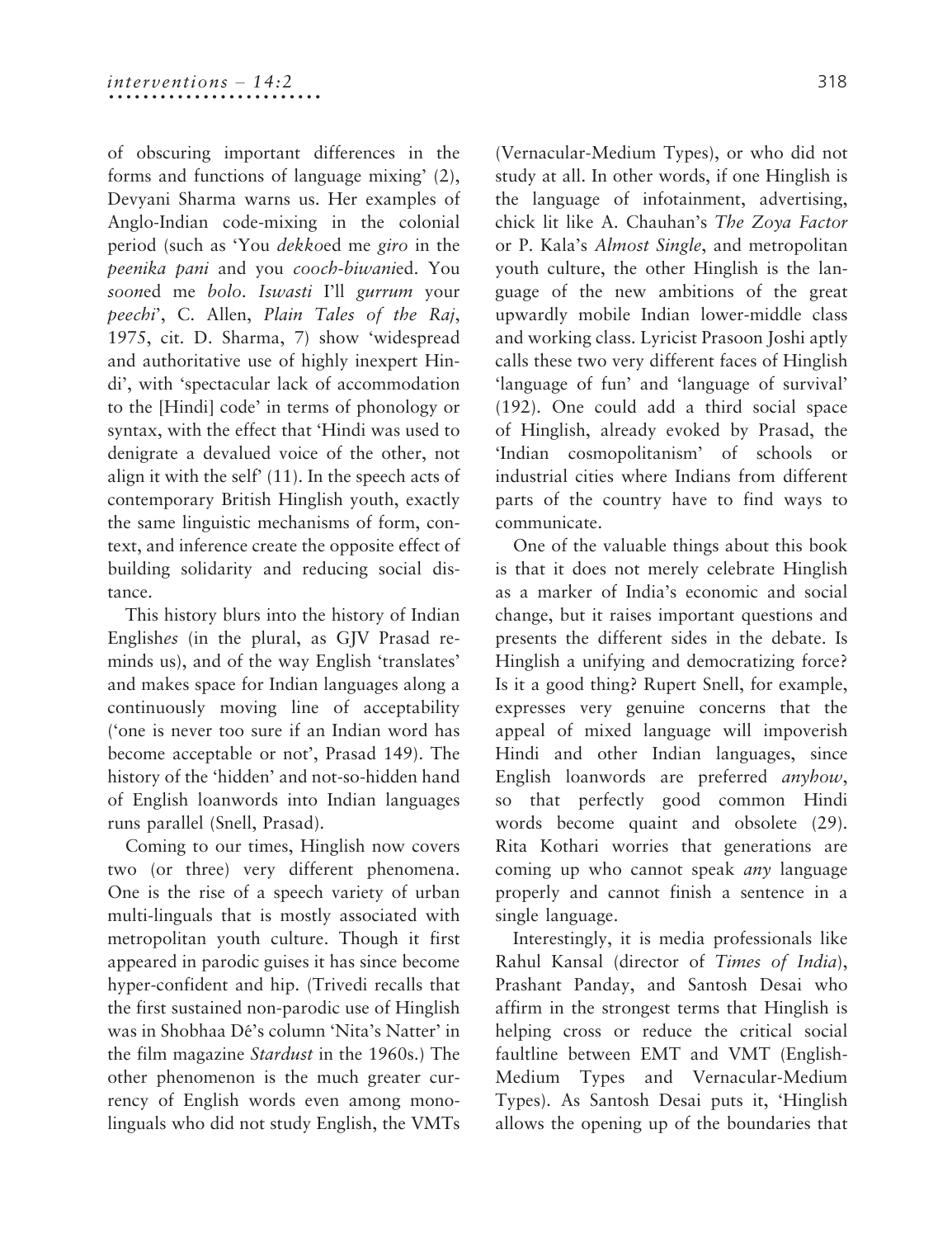of obscuring important differences in the forms and functions of language mixing' (2), Devyani Sharma warns us. Her examples of Anglo-Indian code-mixing in the colonial period (such as 'You *dekko*ed me *giro* in the *peenika pani* and you *cooch-biwani*ed. You *soon*ed me *bolo*. *Iswasti* I'll *gurrum* your *peechi*', C. Allen, *Plain Tales of the Raj*, 1975, cit. D. Sharma, 7) show 'widespread and authoritative use of highly inexpert Hindi', with 'spectacular lack of accommodation to the [Hindi] code' in terms of phonology or syntax, with the effect that 'Hindi was used to denigrate a devalued voice of the other, not align it with the self' (11). In the speech acts of contemporary British Hinglish youth, exactly the same linguistic mechanisms of form, context, and inference create the opposite effect of building solidarity and reducing social distance.

This history blurs into the history of Indian English*es* (in the plural, as GJV Prasad reminds us), and of the way English 'translates' and makes space for Indian languages along a continuously moving line of acceptability ('one is never too sure if an Indian word has become acceptable or not', Prasad 149). The history of the 'hidden' and not-so-hidden hand of English loanwords into Indian languages runs parallel (Snell, Prasad).

Coming to our times, Hinglish now covers two (or three) very different phenomena. One is the rise of a speech variety of urban multi-linguals that is mostly associated with metropolitan youth culture. Though it first appeared in parodic guises it has since become hyper-confident and hip. (Trivedi recalls that the first sustained non-parodic use of Hinglish was in Shobhaa Dé's column 'Nita's Natter' in the film magazine *Stardust* in the 1960s.) The other phenomenon is the much greater currency of English words even among monolinguals who did not study English, the VMTs (Vernacular-Medium Types), or who did not study at all. In other words, if one Hinglish is the language of infotainment, advertising, chick lit like A. Chauhan's *The Zoya Factor* or P. Kala's *Almost Single*, and metropolitan youth culture, the other Hinglish is the language of the new ambitions of the great upwardly mobile Indian lower-middle class and working class. Lyricist Prasoon Joshi aptly calls these two very different faces of Hinglish 'language of fun' and 'language of survival' (192). One could add a third social space of Hinglish, already evoked by Prasad, the 'Indian cosmopolitanism' of schools or industrial cities where Indians from different parts of the country have to find ways to communicate.

One of the valuable things about this book is that it does not merely celebrate Hinglish as a marker of India's economic and social change, but it raises important questions and presents the different sides in the debate. Is Hinglish a unifying and democratizing force? Is it a good thing? Rupert Snell, for example, expresses very genuine concerns that the appeal of mixed language will impoverish Hindi and other Indian languages, since English loanwords are preferred *anyhow*, so that perfectly good common Hindi words become quaint and obsolete (29). Rita Kothari worries that generations are coming up who cannot speak *any* language properly and cannot finish a sentence in a single language.

Interestingly, it is media professionals like Rahul Kansal (director of *Times of India*), Prashant Panday, and Santosh Desai who affirm in the strongest terms that Hinglish is helping cross or reduce the critical social faultline between EMT and VMT (English-Medium Types and Vernacular-Medium Types). As Santosh Desai puts it, 'Hinglish allows the opening up of the boundaries that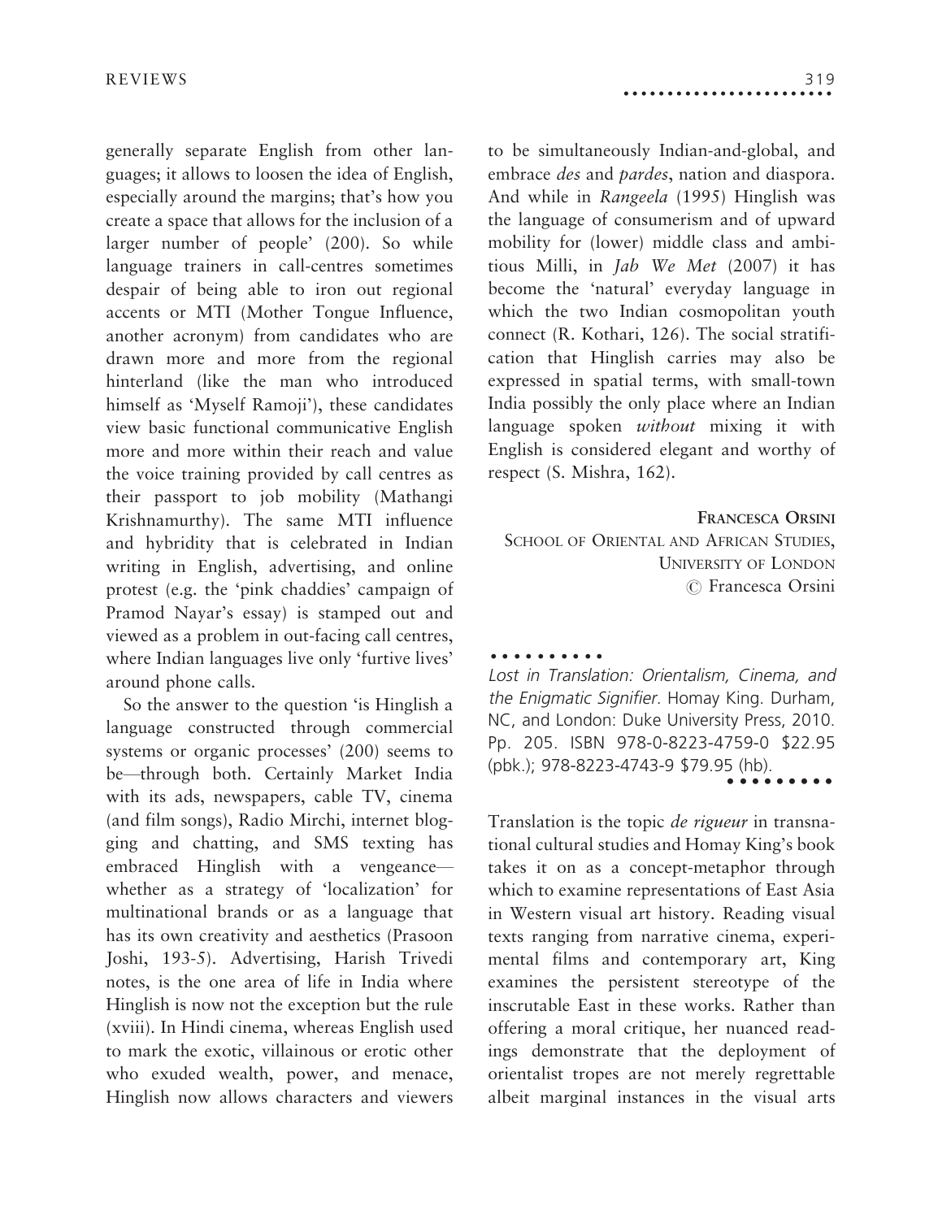generally separate English from other languages; it allows to loosen the idea of English, especially around the margins; that's how you create a space that allows for the inclusion of a larger number of people' (200). So while language trainers in call-centres sometimes despair of being able to iron out regional accents or MTI (Mother Tongue Influence, another acronym) from candidates who are drawn more and more from the regional hinterland (like the man who introduced himself as 'Myself Ramoji'), these candidates view basic functional communicative English more and more within their reach and value the voice training provided by call centres as their passport to job mobility (Mathangi Krishnamurthy). The same MTI influence and hybridity that is celebrated in Indian writing in English, advertising, and online protest (e.g. the 'pink chaddies' campaign of Pramod Nayar's essay) is stamped out and viewed as a problem in out-facing call centres, where Indian languages live only 'furtive lives' around phone calls.

So the answer to the question 'is Hinglish a language constructed through commercial systems or organic processes' (200) seems to be—through both. Certainly Market India with its ads, newspapers, cable TV, cinema (and film songs), Radio Mirchi, internet blogging and chatting, and SMS texting has embraced Hinglish with a vengeance—whether as a strategy of 'localization' for multinational brands or as a language that has its own creativity and aesthetics (Prasoon Joshi, 193-5). Advertising, Harish Trivedi notes, is the one area of life in India where Hinglish is now not the exception but the rule (xviii). In Hindi cinema, whereas English used to mark the exotic, villainous or erotic other who exuded wealth, power, and menace, Hinglish now allows characters and viewers to be simultaneously Indian-and-global, and embrace *des* and *pardes*, nation and diaspora. And while in *Rangeela* (1995) Hinglish was the language of consumerism and of upward mobility for (lower) middle class and ambitious Milli, in *Jab We Met* (2007) it has become the 'natural' everyday language in which the two Indian cosmopolitan youth connect (R. Kothari, 126). The social stratification that Hinglish carries may also be expressed in spatial terms, with small-town India possibly the only place where an Indian language spoken *without* mixing it with English is considered elegant and worthy of respect (S. Mishra, 162).

**Francesca Orsini**
School of Oriental and African Studies,
University of London
© Francesca Orsini

*Lost in Translation: Orientalism, Cinema, and the Enigmatic Signifier.* Homay King. Durham, NC, and London: Duke University Press, 2010. Pp. 205. ISBN 978-0-8223-4759-0 $22.95 (pbk.); 978-8223-4743-9 $79.95 (hb).

Translation is the topic *de rigueur* in transnational cultural studies and Homay King's book takes it on as a concept-metaphor through which to examine representations of East Asia in Western visual art history. Reading visual texts ranging from narrative cinema, experimental films and contemporary art, King examines the persistent stereotype of the inscrutable East in these works. Rather than offering a moral critique, her nuanced readings demonstrate that the deployment of orientalist tropes are not merely regrettable albeit marginal instances in the visual arts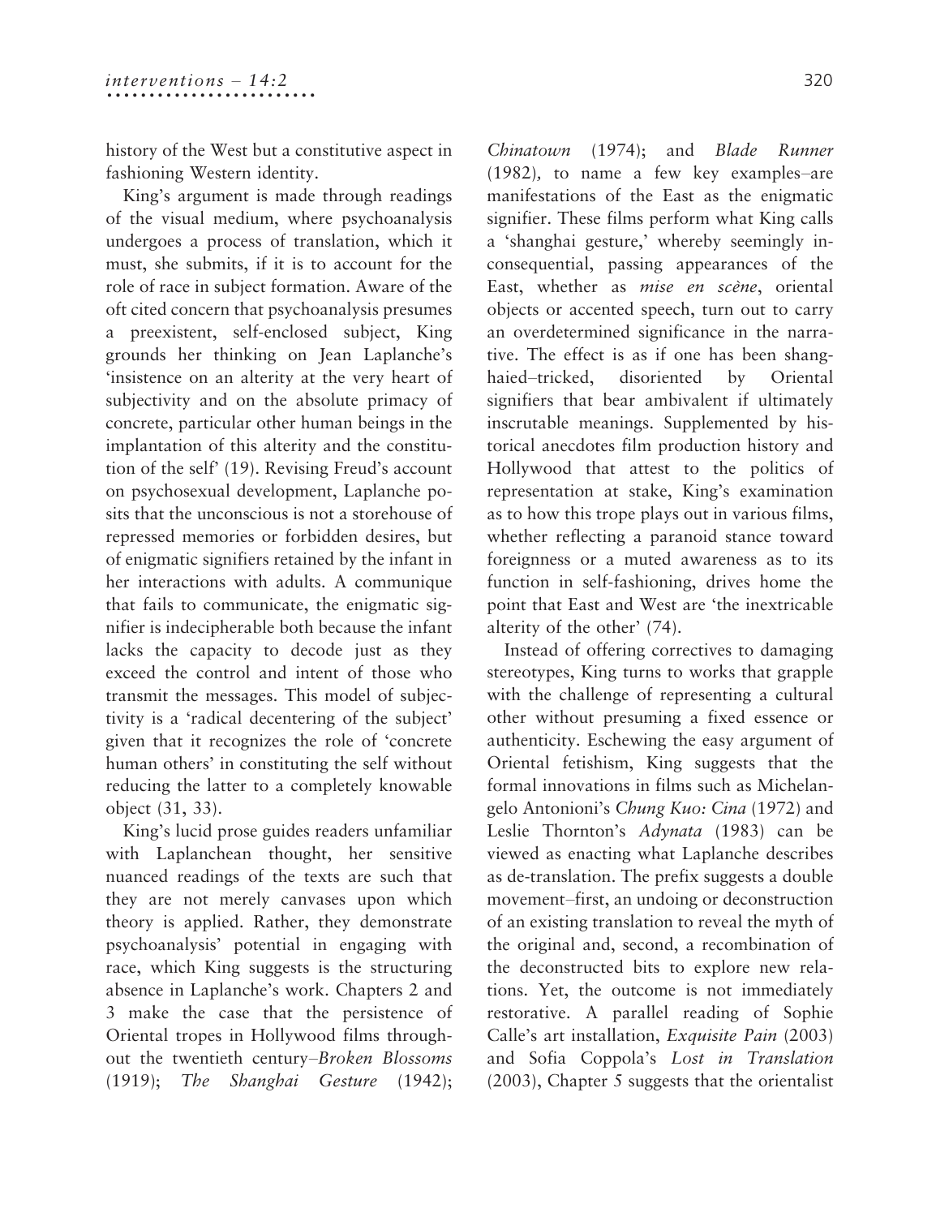history of the West but a constitutive aspect in fashioning Western identity.

King's argument is made through readings of the visual medium, where psychoanalysis undergoes a process of translation, which it must, she submits, if it is to account for the role of race in subject formation. Aware of the oft cited concern that psychoanalysis presumes a preexistent, self-enclosed subject, King grounds her thinking on Jean Laplanche's 'insistence on an alterity at the very heart of subjectivity and on the absolute primacy of concrete, particular other human beings in the implantation of this alterity and the constitution of the self' (19). Revising Freud's account on psychosexual development, Laplanche posits that the unconscious is not a storehouse of repressed memories or forbidden desires, but of enigmatic signifiers retained by the infant in her interactions with adults. A communique that fails to communicate, the enigmatic signifier is indecipherable both because the infant lacks the capacity to decode just as they exceed the control and intent of those who transmit the messages. This model of subjectivity is a 'radical decentering of the subject' given that it recognizes the role of 'concrete human others' in constituting the self without reducing the latter to a completely knowable object (31, 33).

King's lucid prose guides readers unfamiliar with Laplanchean thought, her sensitive nuanced readings of the texts are such that they are not merely canvases upon which theory is applied. Rather, they demonstrate psychoanalysis' potential in engaging with race, which King suggests is the structuring absence in Laplanche's work. Chapters 2 and 3 make the case that the persistence of Oriental tropes in Hollywood films throughout the twentieth century–*Broken Blossoms* (1919); *The Shanghai Gesture* (1942); *Chinatown* (1974); and *Blade Runner* (1982), to name a few key examples–are manifestations of the East as the enigmatic signifier. These films perform what King calls a 'shanghai gesture,' whereby seemingly inconsequential, passing appearances of the East, whether as *mise en scène*, oriental objects or accented speech, turn out to carry an overdetermined significance in the narrative. The effect is as if one has been shanghaied–tricked, disoriented by Oriental signifiers that bear ambivalent if ultimately inscrutable meanings. Supplemented by historical anecdotes film production history and Hollywood that attest to the politics of representation at stake, King's examination as to how this trope plays out in various films, whether reflecting a paranoid stance toward foreignness or a muted awareness as to its function in self-fashioning, drives home the point that East and West are 'the inextricable alterity of the other' (74).

Instead of offering correctives to damaging stereotypes, King turns to works that grapple with the challenge of representing a cultural other without presuming a fixed essence or authenticity. Eschewing the easy argument of Oriental fetishism, King suggests that the formal innovations in films such as Michelangelo Antonioni's *Chung Kuo: Cina* (1972) and Leslie Thornton's *Adynata* (1983) can be viewed as enacting what Laplanche describes as de-translation. The prefix suggests a double movement–first, an undoing or deconstruction of an existing translation to reveal the myth of the original and, second, a recombination of the deconstructed bits to explore new relations. Yet, the outcome is not immediately restorative. A parallel reading of Sophie Calle's art installation, *Exquisite Pain* (2003) and Sofia Coppola's *Lost in Translation* (2003), Chapter 5 suggests that the orientalist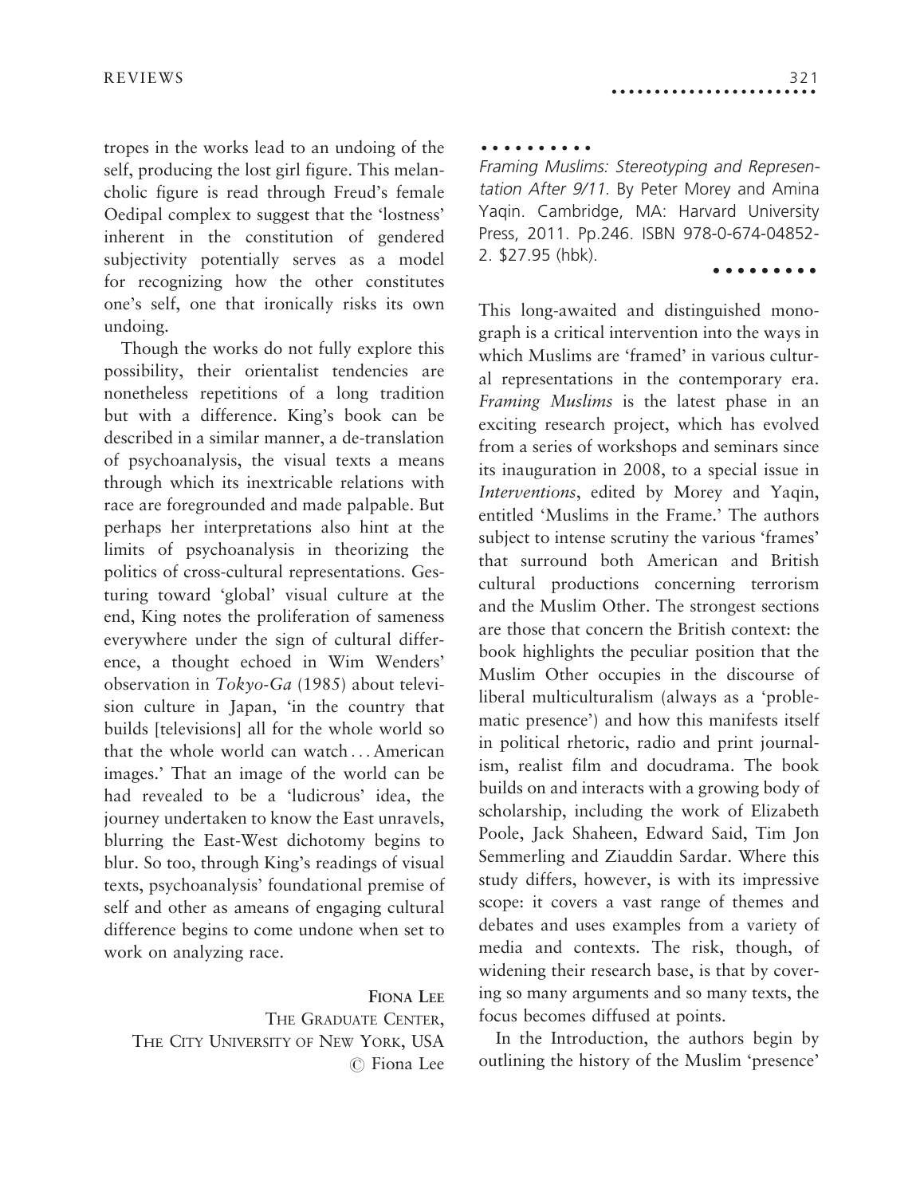tropes in the works lead to an undoing of the self, producing the lost girl figure. This melancholic figure is read through Freud's female Oedipal complex to suggest that the 'lostness' inherent in the constitution of gendered subjectivity potentially serves as a model for recognizing how the other constitutes one's self, one that ironically risks its own undoing.

Though the works do not fully explore this possibility, their orientalist tendencies are nonetheless repetitions of a long tradition but with a difference. King's book can be described in a similar manner, a de-translation of psychoanalysis, the visual texts a means through which its inextricable relations with race are foregrounded and made palpable. But perhaps her interpretations also hint at the limits of psychoanalysis in theorizing the politics of cross-cultural representations. Gesturing toward 'global' visual culture at the end, King notes the proliferation of sameness everywhere under the sign of cultural difference, a thought echoed in Wim Wenders' observation in *Tokyo-Ga* (1985) about television culture in Japan, 'in the country that builds [televisions] all for the whole world so that the whole world can watch . . . American images.' That an image of the world can be had revealed to be a 'ludicrous' idea, the journey undertaken to know the East unravels, blurring the East-West dichotomy begins to blur. So too, through King's readings of visual texts, psychoanalysis' foundational premise of self and other as ameans of engaging cultural difference begins to come undone when set to work on analyzing race.

**FIONA LEE**
THE GRADUATE CENTER,
THE CITY UNIVERSITY OF NEW YORK, USA
© Fiona Lee

---

*Framing Muslims: Stereotyping and Representation After 9/11.* By Peter Morey and Amina Yaqin. Cambridge, MA: Harvard University Press, 2011. Pp.246. ISBN 978-0-674-04852-2. $27.95 (hbk).

This long-awaited and distinguished monograph is a critical intervention into the ways in which Muslims are 'framed' in various cultural representations in the contemporary era. *Framing Muslims* is the latest phase in an exciting research project, which has evolved from a series of workshops and seminars since its inauguration in 2008, to a special issue in *Interventions*, edited by Morey and Yaqin, entitled 'Muslims in the Frame.' The authors subject to intense scrutiny the various 'frames' that surround both American and British cultural productions concerning terrorism and the Muslim Other. The strongest sections are those that concern the British context: the book highlights the peculiar position that the Muslim Other occupies in the discourse of liberal multiculturalism (always as a 'problematic presence') and how this manifests itself in political rhetoric, radio and print journalism, realist film and docudrama. The book builds on and interacts with a growing body of scholarship, including the work of Elizabeth Poole, Jack Shaheen, Edward Said, Tim Jon Semmerling and Ziauddin Sardar. Where this study differs, however, is with its impressive scope: it covers a vast range of themes and debates and uses examples from a variety of media and contexts. The risk, though, of widening their research base, is that by covering so many arguments and so many texts, the focus becomes diffused at points.

In the Introduction, the authors begin by outlining the history of the Muslim 'presence'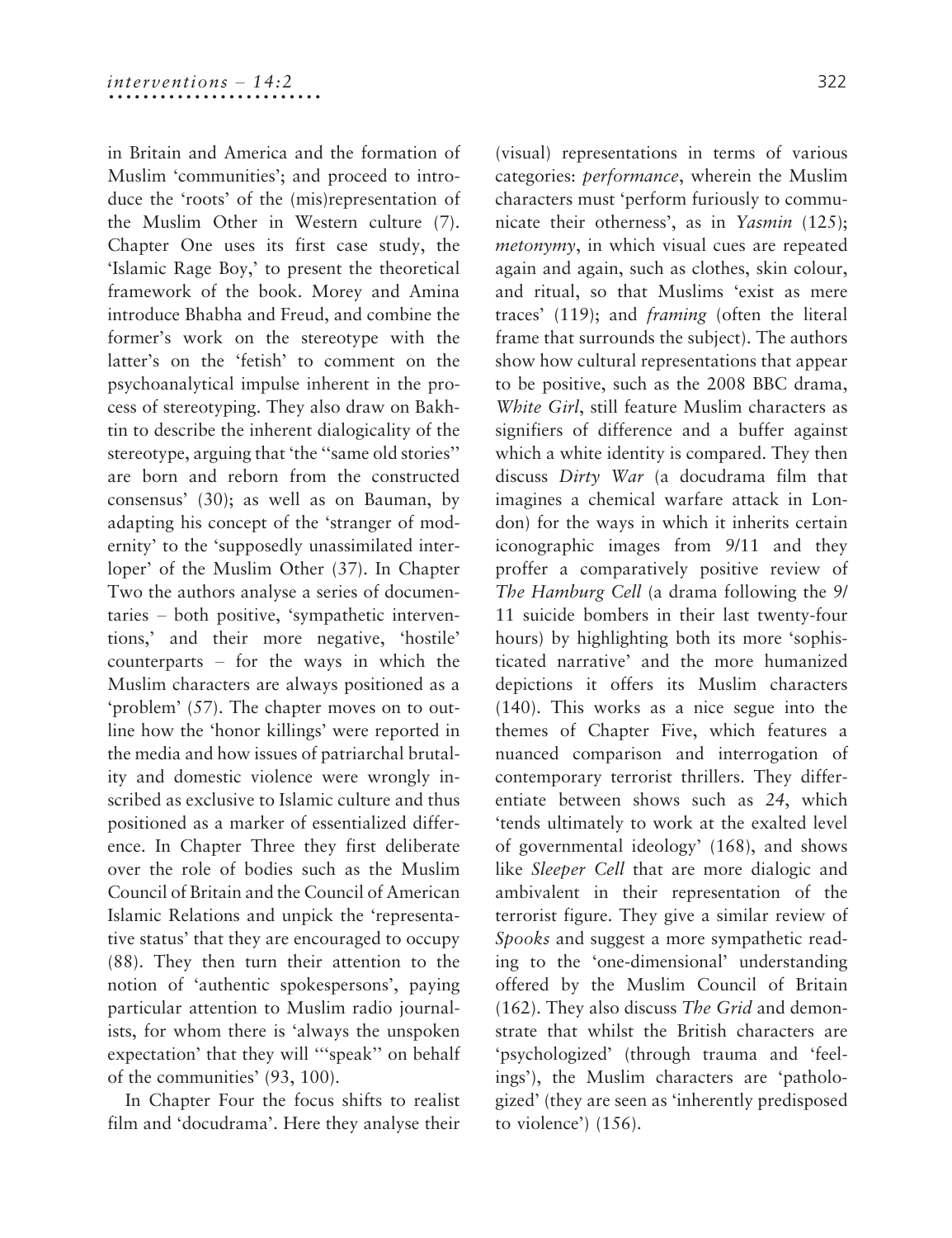in Britain and America and the formation of Muslim 'communities'; and proceed to introduce the 'roots' of the (mis)representation of the Muslim Other in Western culture (7). Chapter One uses its first case study, the 'Islamic Rage Boy,' to present the theoretical framework of the book. Morey and Amina introduce Bhabha and Freud, and combine the former's work on the stereotype with the latter's on the 'fetish' to comment on the psychoanalytical impulse inherent in the process of stereotyping. They also draw on Bakhtin to describe the inherent dialogicality of the stereotype, arguing that 'the ''same old stories'' are born and reborn from the constructed consensus' (30); as well as on Bauman, by adapting his concept of the 'stranger of modernity' to the 'supposedly unassimilated interloper' of the Muslim Other (37). In Chapter Two the authors analyse a series of documentaries – both positive, 'sympathetic interventions,' and their more negative, 'hostile' counterparts – for the ways in which the Muslim characters are always positioned as a 'problem' (57). The chapter moves on to outline how the 'honor killings' were reported in the media and how issues of patriarchal brutality and domestic violence were wrongly inscribed as exclusive to Islamic culture and thus positioned as a marker of essentialized difference. In Chapter Three they first deliberate over the role of bodies such as the Muslim Council of Britain and the Council of American Islamic Relations and unpick the 'representative status' that they are encouraged to occupy (88). They then turn their attention to the notion of 'authentic spokespersons', paying particular attention to Muslim radio journalists, for whom there is 'always the unspoken expectation' that they will '''speak'' on behalf of the communities' (93, 100).

In Chapter Four the focus shifts to realist film and 'docudrama'. Here they analyse their (visual) representations in terms of various categories: *performance*, wherein the Muslim characters must 'perform furiously to communicate their otherness', as in *Yasmin* (125); *metonymy*, in which visual cues are repeated again and again, such as clothes, skin colour, and ritual, so that Muslims 'exist as mere traces' (119); and *framing* (often the literal frame that surrounds the subject). The authors show how cultural representations that appear to be positive, such as the 2008 BBC drama, *White Girl*, still feature Muslim characters as signifiers of difference and a buffer against which a white identity is compared. They then discuss *Dirty War* (a docudrama film that imagines a chemical warfare attack in London) for the ways in which it inherits certain iconographic images from 9/11 and they proffer a comparatively positive review of *The Hamburg Cell* (a drama following the 9/11 suicide bombers in their last twenty-four hours) by highlighting both its more 'sophisticated narrative' and the more humanized depictions it offers its Muslim characters (140). This works as a nice segue into the themes of Chapter Five, which features a nuanced comparison and interrogation of contemporary terrorist thrillers. They differentiate between shows such as *24*, which 'tends ultimately to work at the exalted level of governmental ideology' (168), and shows like *Sleeper Cell* that are more dialogic and ambivalent in their representation of the terrorist figure. They give a similar review of *Spooks* and suggest a more sympathetic reading to the 'one-dimensional' understanding offered by the Muslim Council of Britain (162). They also discuss *The Grid* and demonstrate that whilst the British characters are 'psychologized' (through trauma and 'feelings'), the Muslim characters are 'pathologized' (they are seen as 'inherently predisposed to violence') (156).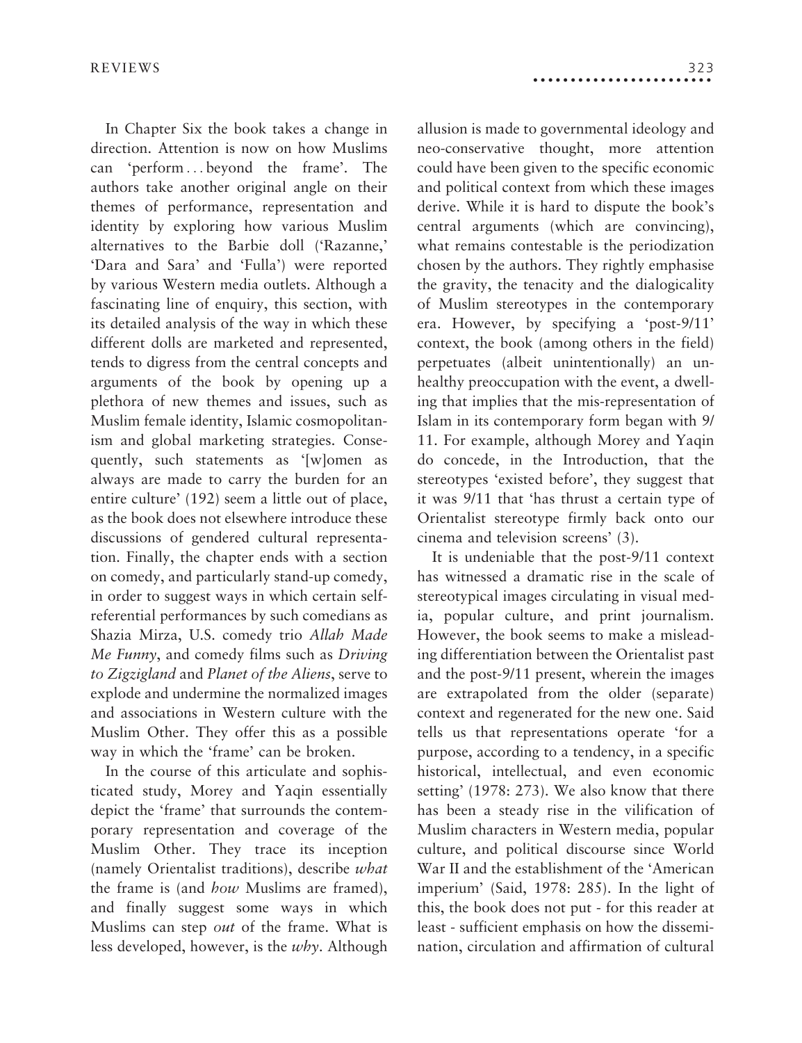In Chapter Six the book takes a change in direction. Attention is now on how Muslims can 'perform ... beyond the frame'. The authors take another original angle on their themes of performance, representation and identity by exploring how various Muslim alternatives to the Barbie doll ('Razanne,' 'Dara and Sara' and 'Fulla') were reported by various Western media outlets. Although a fascinating line of enquiry, this section, with its detailed analysis of the way in which these different dolls are marketed and represented, tends to digress from the central concepts and arguments of the book by opening up a plethora of new themes and issues, such as Muslim female identity, Islamic cosmopolitanism and global marketing strategies. Consequently, such statements as '[w]omen as always are made to carry the burden for an entire culture' (192) seem a little out of place, as the book does not elsewhere introduce these discussions of gendered cultural representation. Finally, the chapter ends with a section on comedy, and particularly stand-up comedy, in order to suggest ways in which certain self-referential performances by such comedians as Shazia Mirza, U.S. comedy trio *Allah Made Me Funny*, and comedy films such as *Driving to Zigzigland* and *Planet of the Aliens*, serve to explode and undermine the normalized images and associations in Western culture with the Muslim Other. They offer this as a possible way in which the 'frame' can be broken.

In the course of this articulate and sophisticated study, Morey and Yaqin essentially depict the 'frame' that surrounds the contemporary representation and coverage of the Muslim Other. They trace its inception (namely Orientalist traditions), describe *what* the frame is (and *how* Muslims are framed), and finally suggest some ways in which Muslims can step *out* of the frame. What is less developed, however, is the *why*. Although allusion is made to governmental ideology and neo-conservative thought, more attention could have been given to the specific economic and political context from which these images derive. While it is hard to dispute the book's central arguments (which are convincing), what remains contestable is the periodization chosen by the authors. They rightly emphasise the gravity, the tenacity and the dialogicality of Muslim stereotypes in the contemporary era. However, by specifying a 'post-9/11' context, the book (among others in the field) perpetuates (albeit unintentionally) an unhealthy preoccupation with the event, a dwelling that implies that the mis-representation of Islam in its contemporary form began with 9/11. For example, although Morey and Yaqin do concede, in the Introduction, that the stereotypes 'existed before', they suggest that it was 9/11 that 'has thrust a certain type of Orientalist stereotype firmly back onto our cinema and television screens' (3).

It is undeniable that the post-9/11 context has witnessed a dramatic rise in the scale of stereotypical images circulating in visual media, popular culture, and print journalism. However, the book seems to make a misleading differentiation between the Orientalist past and the post-9/11 present, wherein the images are extrapolated from the older (separate) context and regenerated for the new one. Said tells us that representations operate 'for a purpose, according to a tendency, in a specific historical, intellectual, and even economic setting' (1978: 273). We also know that there has been a steady rise in the vilification of Muslim characters in Western media, popular culture, and political discourse since World War II and the establishment of the 'American imperium' (Said, 1978: 285). In the light of this, the book does not put - for this reader at least - sufficient emphasis on how the dissemination, circulation and affirmation of cultural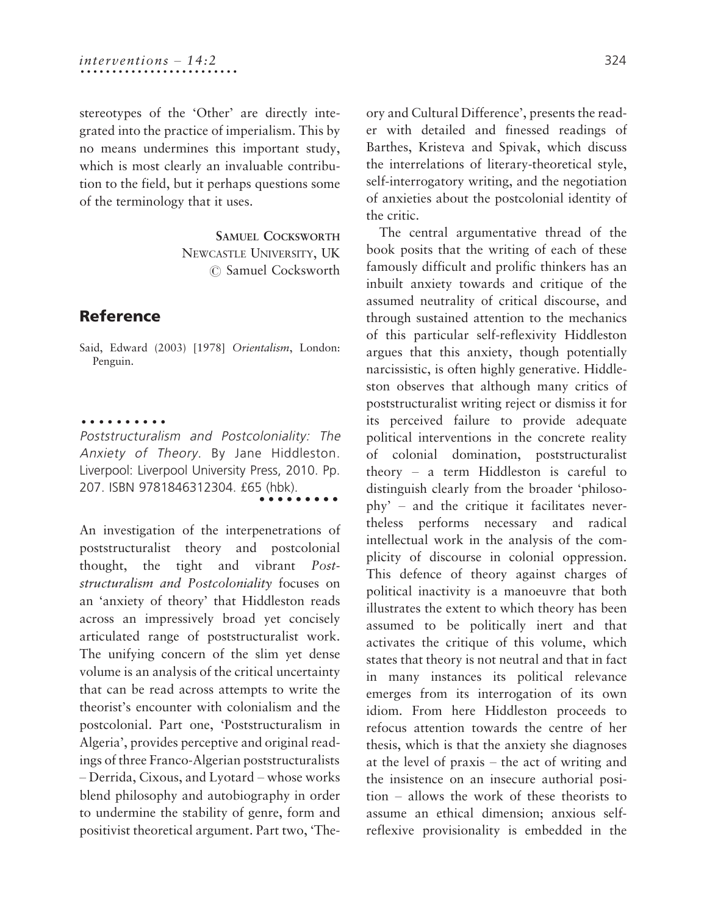stereotypes of the 'Other' are directly integrated into the practice of imperialism. This by no means undermines this important study, which is most clearly an invaluable contribution to the field, but it perhaps questions some of the terminology that it uses.

**Samuel Cocksworth**
Newcastle University, UK
© Samuel Cocksworth

## Reference

Said, Edward (2003) [1978] *Orientalism*, London: Penguin.

*Poststructuralism and Postcoloniality: The Anxiety of Theory*. By Jane Hiddleston. Liverpool: Liverpool University Press, 2010. Pp. 207. ISBN 9781846312304. £65 (hbk).

An investigation of the interpenetrations of poststructuralist theory and postcolonial thought, the tight and vibrant *Poststructuralism and Postcoloniality* focuses on an 'anxiety of theory' that Hiddleston reads across an impressively broad yet concisely articulated range of poststructuralist work. The unifying concern of the slim yet dense volume is an analysis of the critical uncertainty that can be read across attempts to write the theorist's encounter with colonialism and the postcolonial. Part one, 'Poststructuralism in Algeria', provides perceptive and original readings of three Franco-Algerian poststructuralists – Derrida, Cixous, and Lyotard – whose works blend philosophy and autobiography in order to undermine the stability of genre, form and positivist theoretical argument. Part two, 'Theory and Cultural Difference', presents the reader with detailed and finessed readings of Barthes, Kristeva and Spivak, which discuss the interrelations of literary-theoretical style, self-interrogatory writing, and the negotiation of anxieties about the postcolonial identity of the critic.

The central argumentative thread of the book posits that the writing of each of these famously difficult and prolific thinkers has an inbuilt anxiety towards and critique of the assumed neutrality of critical discourse, and through sustained attention to the mechanics of this particular self-reflexivity Hiddleston argues that this anxiety, though potentially narcissistic, is often highly generative. Hiddleston observes that although many critics of poststructuralist writing reject or dismiss it for its perceived failure to provide adequate political interventions in the concrete reality of colonial domination, poststructuralist theory – a term Hiddleston is careful to distinguish clearly from the broader 'philosophy' – and the critique it facilitates nevertheless performs necessary and radical intellectual work in the analysis of the complicity of discourse in colonial oppression. This defence of theory against charges of political inactivity is a manoeuvre that both illustrates the extent to which theory has been assumed to be politically inert and that activates the critique of this volume, which states that theory is not neutral and that in fact in many instances its political relevance emerges from its interrogation of its own idiom. From here Hiddleston proceeds to refocus attention towards the centre of her thesis, which is that the anxiety she diagnoses at the level of praxis – the act of writing and the insistence on an insecure authorial position – allows the work of these theorists to assume an ethical dimension; anxious self-reflexive provisionality is embedded in the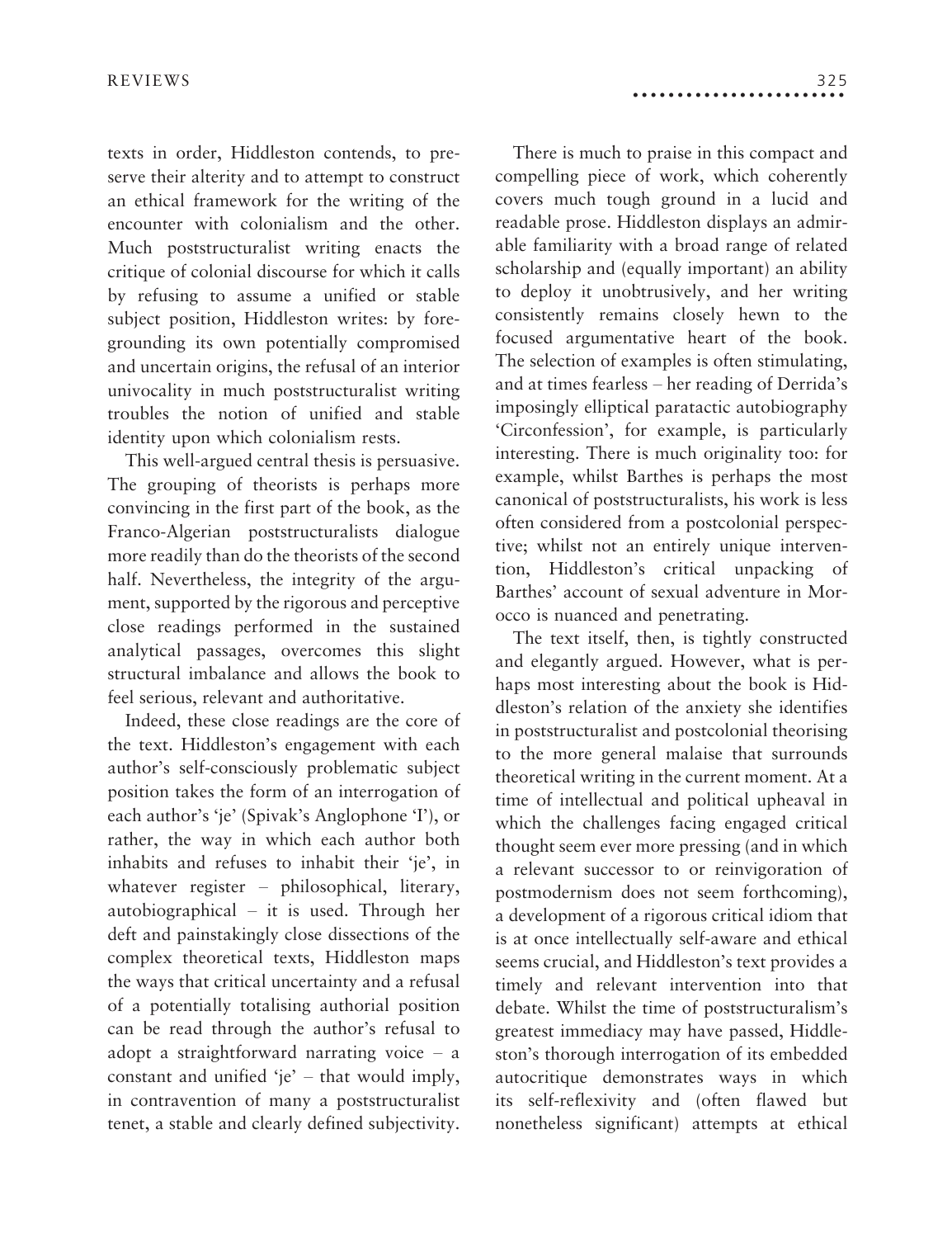texts in order, Hiddleston contends, to preserve their alterity and to attempt to construct an ethical framework for the writing of the encounter with colonialism and the other. Much poststructuralist writing enacts the critique of colonial discourse for which it calls by refusing to assume a unified or stable subject position, Hiddleston writes: by foregrounding its own potentially compromised and uncertain origins, the refusal of an interior univocality in much poststructuralist writing troubles the notion of unified and stable identity upon which colonialism rests.

This well-argued central thesis is persuasive. The grouping of theorists is perhaps more convincing in the first part of the book, as the Franco-Algerian poststructuralists dialogue more readily than do the theorists of the second half. Nevertheless, the integrity of the argument, supported by the rigorous and perceptive close readings performed in the sustained analytical passages, overcomes this slight structural imbalance and allows the book to feel serious, relevant and authoritative.

Indeed, these close readings are the core of the text. Hiddleston's engagement with each author's self-consciously problematic subject position takes the form of an interrogation of each author's 'je' (Spivak's Anglophone 'I'), or rather, the way in which each author both inhabits and refuses to inhabit their 'je', in whatever register – philosophical, literary, autobiographical – it is used. Through her deft and painstakingly close dissections of the complex theoretical texts, Hiddleston maps the ways that critical uncertainty and a refusal of a potentially totalising authorial position can be read through the author's refusal to adopt a straightforward narrating voice – a constant and unified 'je' – that would imply, in contravention of many a poststructuralist tenet, a stable and clearly defined subjectivity.

There is much to praise in this compact and compelling piece of work, which coherently covers much tough ground in a lucid and readable prose. Hiddleston displays an admirable familiarity with a broad range of related scholarship and (equally important) an ability to deploy it unobtrusively, and her writing consistently remains closely hewn to the focused argumentative heart of the book. The selection of examples is often stimulating, and at times fearless – her reading of Derrida's imposingly elliptical paratactic autobiography 'Circonfession', for example, is particularly interesting. There is much originality too: for example, whilst Barthes is perhaps the most canonical of poststructuralists, his work is less often considered from a postcolonial perspective; whilst not an entirely unique intervention, Hiddleston's critical unpacking of Barthes' account of sexual adventure in Morocco is nuanced and penetrating.

The text itself, then, is tightly constructed and elegantly argued. However, what is perhaps most interesting about the book is Hiddleston's relation of the anxiety she identifies in poststructuralist and postcolonial theorising to the more general malaise that surrounds theoretical writing in the current moment. At a time of intellectual and political upheaval in which the challenges facing engaged critical thought seem ever more pressing (and in which a relevant successor to or reinvigoration of postmodernism does not seem forthcoming), a development of a rigorous critical idiom that is at once intellectually self-aware and ethical seems crucial, and Hiddleston's text provides a timely and relevant intervention into that debate. Whilst the time of poststructuralism's greatest immediacy may have passed, Hiddleston's thorough interrogation of its embedded autocritique demonstrates ways in which its self-reflexivity and (often flawed but nonetheless significant) attempts at ethical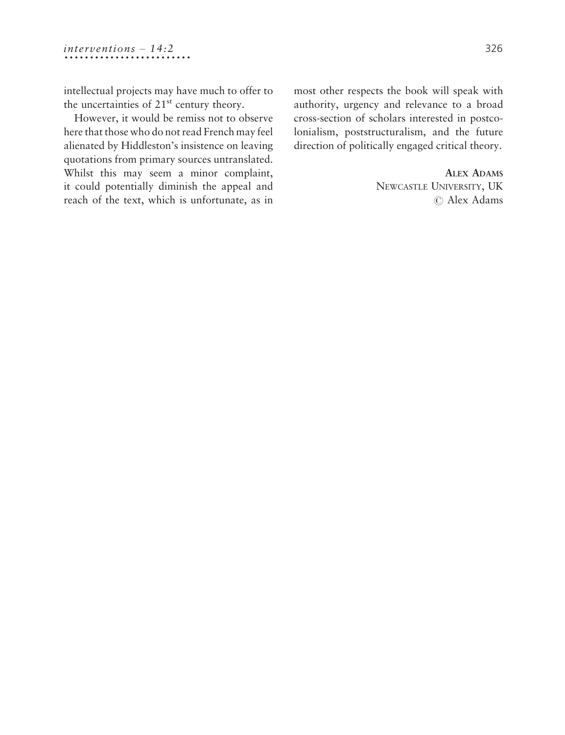intellectual projects may have much to offer to the uncertainties of 21st century theory.

However, it would be remiss not to observe here that those who do not read French may feel alienated by Hiddleston's insistence on leaving quotations from primary sources untranslated. Whilst this may seem a minor complaint, it could potentially diminish the appeal and reach of the text, which is unfortunate, as in most other respects the book will speak with authority, urgency and relevance to a broad cross-section of scholars interested in postcolonialism, poststructuralism, and the future direction of politically engaged critical theory.

**Alex Adams**
Newcastle University, UK
© Alex Adams